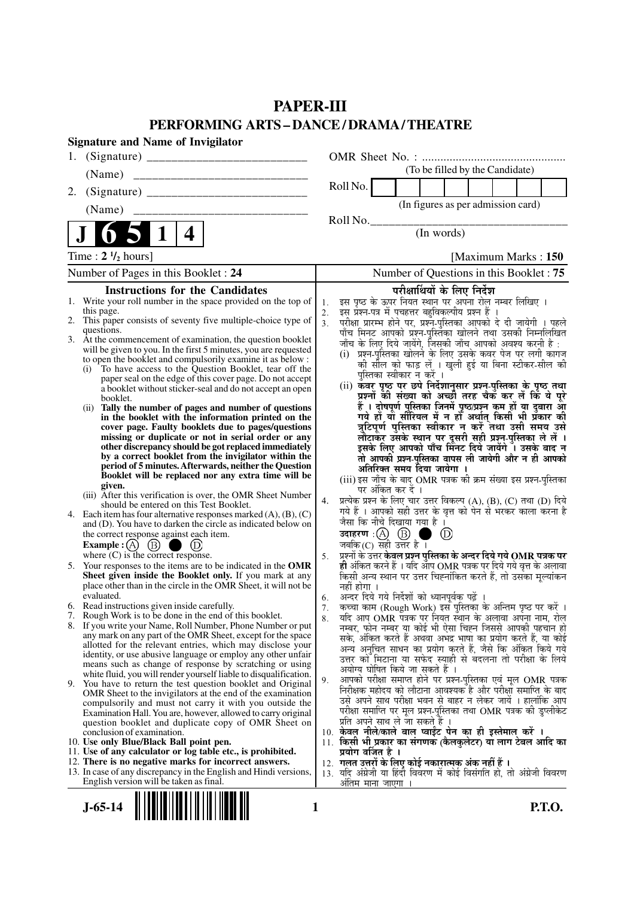# PAPER-III

## PERFORMING ARTS – DANCE / DRAMA / THEATRE

**Signature and Name of Invigilator**

1. (Signature) __________________________

   (Name) __________________________

2. (Signature) __________________________

   (Name) __________________________

OMR Sheet No. : ...............................................

(To be filled by the Candidate)

Roll No. | | | | | | | | |

(In figures as per admission card)

Roll No.________________________________

(In words)

**J 6 5 1 4**

Time : **2 ½ hours**] [Maximum Marks : **150**

Number of Pages in this Booklet : 24

Number of Questions in this Booklet : 75

### Instructions for the Candidates

1. Write your roll number in the space provided on the top of this page.
2. This paper consists of seventy five multiple-choice type of questions.
3. At the commencement of examination, the question booklet will be given to you. In the first 5 minutes, you are requested to open the booklet and compulsorily examine it as below :
   (i) To have access to the Question Booklet, tear off the paper seal on the edge of this cover page. Do not accept a booklet without sticker-seal and do not accept an open booklet.
   (ii) **Tally the number of pages and number of questions in the booklet with the information printed on the cover page. Faulty booklets due to pages/questions missing or duplicate or not in serial order or any other discrepancy should be got replaced immediately by a correct booklet from the invigilator within the period of 5 minutes. Afterwards, neither the Question Booklet will be replaced nor any extra time will be given.**
   (iii) After this verification is over, the OMR Sheet Number should be entered on this Test Booklet.
4. Each item has four alternative responses marked (A), (B), (C) and (D). You have to darken the circle as indicated below on the correct response against each item.
   **Example :** (A) (B) ● (D)
   where (C) is the correct response.
5. Your responses to the items are to be indicated in the **OMR Sheet given inside the Booklet only.** If you mark at any place other than in the circle in the OMR Sheet, it will not be evaluated.
6. Read instructions given inside carefully.
7. Rough Work is to be done in the end of this booklet.
8. If you write your Name, Roll Number, Phone Number or put any mark on any part of the OMR Sheet, except for the space allotted for the relevant entries, which may disclose your identity, or use abusive language or employ any other unfair means such as change of response by scratching or using white fluid, you will render yourself liable to disqualification.
9. You have to return the test question booklet and Original OMR Sheet to the invigilators at the end of the examination compulsorily and must not carry it with you outside the Examination Hall. You are, however, allowed to carry original question booklet and duplicate copy of OMR Sheet on conclusion of examination.
10. **Use only Blue/Black Ball point pen.**
11. **Use of any calculator or log table etc., is prohibited.**
12. **There is no negative marks for incorrect answers.**
13. In case of any discrepancy in the English and Hindi versions, English version will be taken as final.

### परीक्षार्थियों के लिए निर्देश

1. इस पृष्ठ के ऊपर नियत स्थान पर अपना रोल नम्बर लिखिए ।
2. इस प्रश्न-पत्र में पचहत्तर बहुविकल्पीय प्रश्न हैं ।
3. परीक्षा प्रारम्भ होने पर, प्रश्न-पुस्तिका आपको दे दी जायेगी । पहले पाँच मिनट आपको प्रश्न-पुस्तिका खोलने तथा उसकी निम्नलिखित जाँच के लिए दिये जायेंगे, जिसकी जाँच आपको अवश्य करनी है :
   (i) प्रश्न-पुस्तिका खोलने के लिए उसके कवर पेज पर लगी कागज की सील को फाड़ लें । खुली हुई या बिना स्टीकर-सील की पुस्तिका स्वीकार न करें ।
   (ii) **कवर पृष्ठ पर छपे निर्देशानुसार प्रश्न-पुस्तिका के पृष्ठ तथा प्रश्नों की संख्या को अच्छी तरह चैक कर लें कि ये पूरे हैं । दोषपूर्ण पुस्तिका जिनमें पृष्ठ/प्रश्न कम हों या दुबारा आ गये हों या सीरियल में न हों अर्थात् किसी भी प्रकार की त्रुटिपूर्ण पुस्तिका स्वीकार न करें तथा उसी समय उसे लौटाकर उसके स्थान पर दूसरी सही प्रश्न-पुस्तिका ले लें । इसके लिए आपको पाँच मिनट दिये जायेंगे । उसके बाद न तो आपकी प्रश्न-पुस्तिका वापस ली जायेगी और न ही आपको अतिरिक्त समय दिया जायेगा ।**
   (iii) इस जाँच के बाद OMR पत्रक की क्रम संख्या इस प्रश्न-पुस्तिका पर अंकित कर दें ।
4. प्रत्येक प्रश्न के लिए चार उत्तर विकल्प (A), (B), (C) तथा (D) दिये गये हैं । आपको सही उत्तर के वृत्त को पेन से भरकर काला करना है जैसा कि नीचे दिखाया गया है ।
   **उदाहरण :** (A) (B) ● (D)
   जबकि (C) सही उत्तर है ।
5. प्रश्नों के उत्तर **केवल प्रश्न पुस्तिका के अन्दर दिये गये OMR पत्रक पर ही** अंकित करने हैं । यदि आप OMR पत्रक पर दिये गये वृत्त के अलावा किसी अन्य स्थान पर उत्तर चिह्नांकित करते हैं, तो उसका मूल्यांकन नहीं होगा ।
6. अन्दर दिये गये निर्देशों को ध्यानपूर्वक पढ़ें ।
7. कच्चा काम (Rough Work) इस पुस्तिका के अन्तिम पृष्ठ पर करें ।
8. यदि आप OMR पत्रक पर नियत स्थान के अलावा अपना नाम, रोल नम्बर, फोन नम्बर या कोई भी ऐसा चिह्न जिससे आपकी पहचान हो सके, अंकित करते हैं अथवा अभद्र भाषा का प्रयोग करते हैं, या कोई अन्य अनुचित साधन का प्रयोग करते हैं, जैसे कि अंकित किये गये उत्तर को मिटाना या सफेद स्याही से बदलना तो परीक्षा के लिये अयोग्य घोषित किये जा सकते हैं ।
9. आपको परीक्षा समाप्त होने पर प्रश्न-पुस्तिका एवं मूल OMR पत्रक निरीक्षक महोदय को लौटाना आवश्यक है और परीक्षा समाप्ति के बाद उसे अपने साथ परीक्षा भवन से बाहर न लेकर जायें । हालांकि आप परीक्षा समाप्ति पर मूल प्रश्न-पुस्तिका तथा OMR पत्रक की डुप्लीकेट प्रति अपने साथ ले जा सकते हैं ।
10. **केवल नीले/काले बाल प्वाईंट पेन का ही इस्तेमाल करें ।**
11. **किसी भी प्रकार का संगणक (कैलकुलेटर) या लाग टेबल आदि का प्रयोग वर्जित है ।**
12. **गलत उत्तरों के लिए कोई नकारात्मक अंक नहीं हैं ।**
13. यदि अंग्रेजी या हिंदी विवरण में कोई विसंगति हो, तो अंग्रेजी विवरण अंतिम माना जाएगा ।

J-65-14

P.T.O.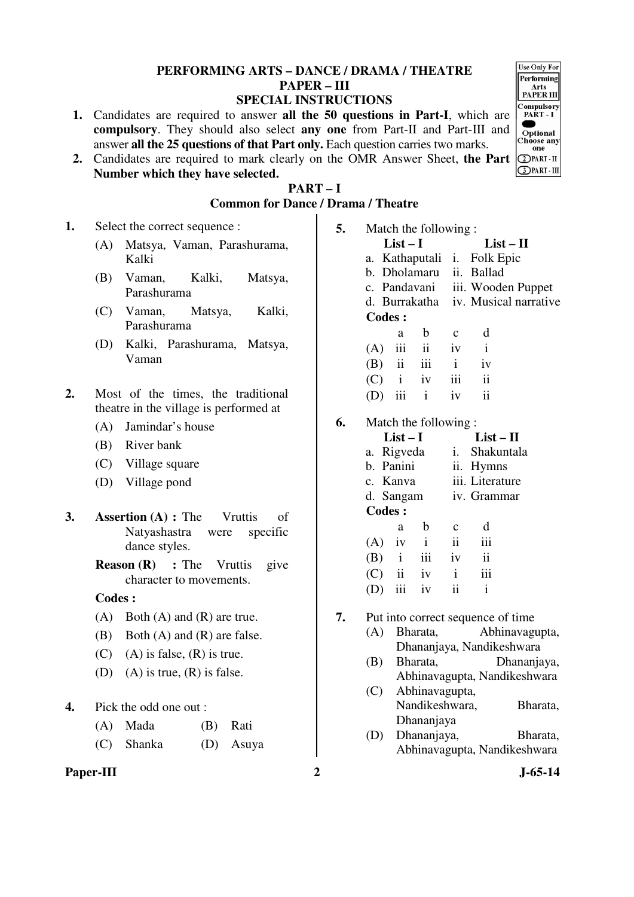## PERFORMING ARTS – DANCE / DRAMA / THEATRE
## PAPER – III
## SPECIAL INSTRUCTIONS

Use Only For Performing Arts PAPER III
Compulsory PART - I
Optional Choose any one
2 PART - II
3 PART - III

1. Candidates are required to answer **all the 50 questions in Part-I**, which are **compulsory**. They should also select **any one** from Part-II and Part-III and answer **all the 25 questions of that Part only.** Each question carries two marks.
2. Candidates are required to mark clearly on the OMR Answer Sheet, **the Part Number which they have selected.**

## PART – I
### Common for Dance / Drama / Theatre

**1.** Select the correct sequence :

(A) Matsya, Vaman, Parashurama, Kalki
(B) Vaman, Kalki, Matsya, Parashurama
(C) Vaman, Matsya, Kalki, Parashurama
(D) Kalki, Parashurama, Matsya, Vaman

**2.** Most of the times, the traditional theatre in the village is performed at

(A) Jamindar's house
(B) River bank
(C) Village square
(D) Village pond

**3.** **Assertion (A) :** The Vruttis of Natyashastra were specific dance styles.

**Reason (R) :** The Vruttis give character to movements.

**Codes :**

(A) Both (A) and (R) are true.
(B) Both (A) and (R) are false.
(C) (A) is false, (R) is true.
(D) (A) is true, (R) is false.

**4.** Pick the odd one out :

(A) Mada
(B) Rati
(C) Shanka
(D) Asuya

**5.** Match the following :

| List – I | List – II |
|---|---|
| a. Kathaputali | i. Folk Epic |
| b. Dholamaru | ii. Ballad |
| c. Pandavani | iii. Wooden Puppet |
| d. Burrakatha | iv. Musical narrative |

**Codes :**

| | a | b | c | d |
|---|---|---|---|---|
| (A) | iii | ii | iv | i |
| (B) | ii | iii | i | iv |
| (C) | i | iv | iii | ii |
| (D) | iii | i | iv | ii |

**6.** Match the following :

| List – I | List – II |
|---|---|
| a. Rigveda | i. Shakuntala |
| b. Panini | ii. Hymns |
| c. Kanva | iii. Literature |
| d. Sangam | iv. Grammar |

**Codes :**

| | a | b | c | d |
|---|---|---|---|---|
| (A) | iv | i | ii | iii |
| (B) | i | iii | iv | ii |
| (C) | ii | iv | i | iii |
| (D) | iii | iv | ii | i |

**7.** Put into correct sequence of time

(A) Bharata, Abhinavagupta, Dhananjaya, Nandikeshwara
(B) Bharata, Dhananjaya, Abhinavagupta, Nandikeshwara
(C) Abhinavagupta, Nandikeshwara, Bharata, Dhananjaya
(D) Dhananjaya, Bharata, Abhinavagupta, Nandikeshwara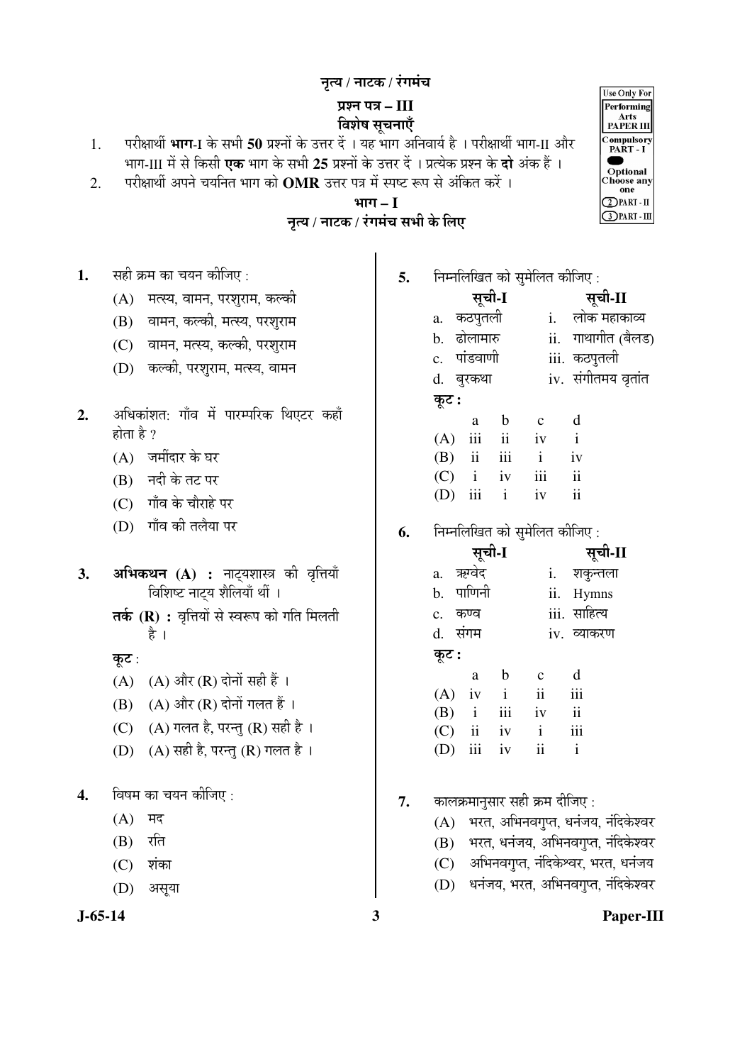# नृत्य / नाटक / रंगमंच

## प्रश्न पत्र – III

### विशेष सूचनाएँ

1. परीक्षार्थी **भाग**-I के सभी **50** प्रश्नों के उत्तर दें । यह भाग अनिवार्य है । परीक्षार्थी भाग-II और भाग-III में से किसी **एक** भाग के सभी **25** प्रश्नों के उत्तर दें । प्रत्येक प्रश्न के **दो** अंक हैं ।
2. परीक्षार्थी अपने चयनित भाग को **OMR** उत्तर पत्र में स्पष्ट रूप से अंकित करें ।

Use Only For Performing Arts PAPER III
Compulsory PART - I
Optional Choose any one
② PART - II
③ PART - III

## भाग – I

### नृत्य / नाटक / रंगमंच सभी के लिए

**1.** सही क्रम का चयन कीजिए :

(A) मत्स्य, वामन, परशुराम, कल्की
(B) वामन, कल्की, मत्स्य, परशुराम
(C) वामन, मत्स्य, कल्की, परशुराम
(D) कल्की, परशुराम, मत्स्य, वामन

**2.** अधिकांशत: गाँव में पारम्परिक थिएटर कहाँ होता है ?

(A) जमींदार के घर
(B) नदी के तट पर
(C) गाँव के चौराहे पर
(D) गाँव की तलैया पर

**3.** **अभिकथन (A) :** नाट्यशास्त्र की वृत्तियाँ विशिष्ट नाट्य शैलियाँ थीं ।

**तर्क (R) :** वृत्तियों से स्वरूप को गति मिलती है ।

**कूट** :

(A) (A) और (R) दोनों सही हैं ।
(B) (A) और (R) दोनों गलत हैं ।
(C) (A) गलत है, परन्तु (R) सही है ।
(D) (A) सही है, परन्तु (R) गलत है ।

**4.** विषम का चयन कीजिए :

(A) मद
(B) रति
(C) शंका
(D) असूया

**5.** निम्नलिखित को सुमेलित कीजिए :

| सूची-I | सूची-II |
|---|---|
| a. कठपुतली | i. लोक महाकाव्य |
| b. ढोलामारु | ii. गाथागीत (बैलड) |
| c. पांडवाणी | iii. कठपुतली |
| d. बुरकथा | iv. संगीतमय वृतांत |

**कूट :**

| | a | b | c | d |
|---|---|---|---|---|
| (A) | iii | ii | iv | i |
| (B) | ii | iii | i | iv |
| (C) | i | iv | iii | ii |
| (D) | iii | i | iv | ii |

**6.** निम्नलिखित को सुमेलित कीजिए :

| सूची-I | सूची-II |
|---|---|
| a. ऋग्वेद | i. शकुन्तला |
| b. पाणिनी | ii. Hymns |
| c. कण्व | iii. साहित्य |
| d. संगम | iv. व्याकरण |

**कूट :**

| | a | b | c | d |
|---|---|---|---|---|
| (A) | iv | i | ii | iii |
| (B) | i | iii | iv | ii |
| (C) | ii | iv | i | iii |
| (D) | iii | iv | ii | i |

**7.** कालक्रमानुसार सही क्रम दीजिए :

(A) भरत, अभिनवगुप्त, धनंजय, नंदिकेश्वर
(B) भरत, धनंजय, अभिनवगुप्त, नंदिकेश्वर
(C) अभिनवगुप्त, नंदिकेश्वर, भरत, धनंजय
(D) धनंजय, भरत, अभिनवगुप्त, नंदिकेश्वर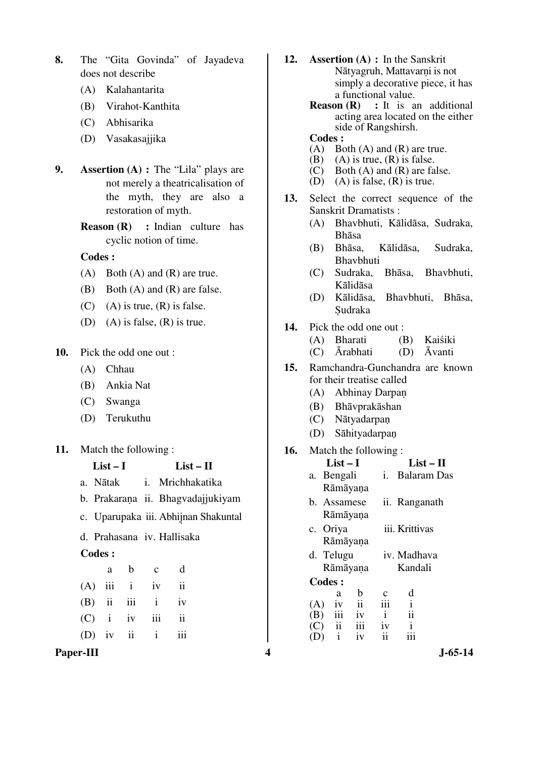8. The "Gita Govinda" of Jayadeva does not describe

   (A) Kalahantarita

   (B) Virahot-Kanthita

   (C) Abhisarika

   (D) Vasakasajjika

9. **Assertion (A) :** The "Lila" plays are not merely a theatricalisation of the myth, they are also a restoration of myth.

   **Reason (R) :** Indian culture has cyclic notion of time.

   **Codes :**

   (A) Both (A) and (R) are true.

   (B) Both (A) and (R) are false.

   (C) (A) is true, (R) is false.

   (D) (A) is false, (R) is true.

10. Pick the odd one out :

    (A) Chhau

    (B) Ankia Nat

    (C) Swanga

    (D) Terukuthu

11. Match the following :

| List – I | List – II |
|---|---|
| a. Nātak | i. Mrichhakatika |
| b. Prakaraṇa | ii. Bhagvadajjukiyam |
| c. Uparupaka | iii. Abhijnan Shakuntal |
| d. Prahasana | iv. Hallisaka |

**Codes :**

| | a | b | c | d |
|---|---|---|---|---|
| (A) | iii | i | iv | ii |
| (B) | ii | iii | i | iv |
| (C) | i | iv | iii | ii |
| (D) | iv | ii | i | iii |

12. **Assertion (A) :** In the Sanskrit Nātyagruh, Mattavarṇi is not simply a decorative piece, it has a functional value.

    **Reason (R) :** It is an additional acting area located on the either side of Rangshirsh.

    **Codes :**

    (A) Both (A) and (R) are true.

    (B) (A) is true, (R) is false.

    (C) Both (A) and (R) are false.

    (D) (A) is false, (R) is true.

13. Select the correct sequence of the Sanskrit Dramatists :

    (A) Bhavbhuti, Kālidāsa, Sudraka, Bhāsa

    (B) Bhāsa, Kālidāsa, Sudraka, Bhavbhuti

    (C) Sudraka, Bhāsa, Bhavbhuti, Kālidāsa

    (D) Kālidāsa, Bhavbhuti, Bhāsa, Ṣudraka

14. Pick the odd one out :

    (A) Bharati (B) Kaiśiki

    (C) Ārabhati (D) Āvanti

15. Ramchandra-Gunchandra are known for their treatise called

    (A) Abhinay Darpaṇ

    (B) Bhāvprakāshan

    (C) Nātyadarpaṇ

    (D) Sāhityadarpaṇ

16. Match the following :

| List – I | List – II |
|---|---|
| a. Bengali Rāmāyaṇa | i. Balaram Das |
| b. Assamese Rāmāyaṇa | ii. Ranganath |
| c. Oriya Rāmāyaṇa | iii. Krittivas |
| d. Telugu Rāmāyaṇa | iv. Madhava Kandali |

**Codes :**

| | a | b | c | d |
|---|---|---|---|---|
| (A) | iv | ii | iii | i |
| (B) | iii | iv | i | ii |
| (C) | ii | iii | iv | i |
| (D) | i | iv | ii | iii |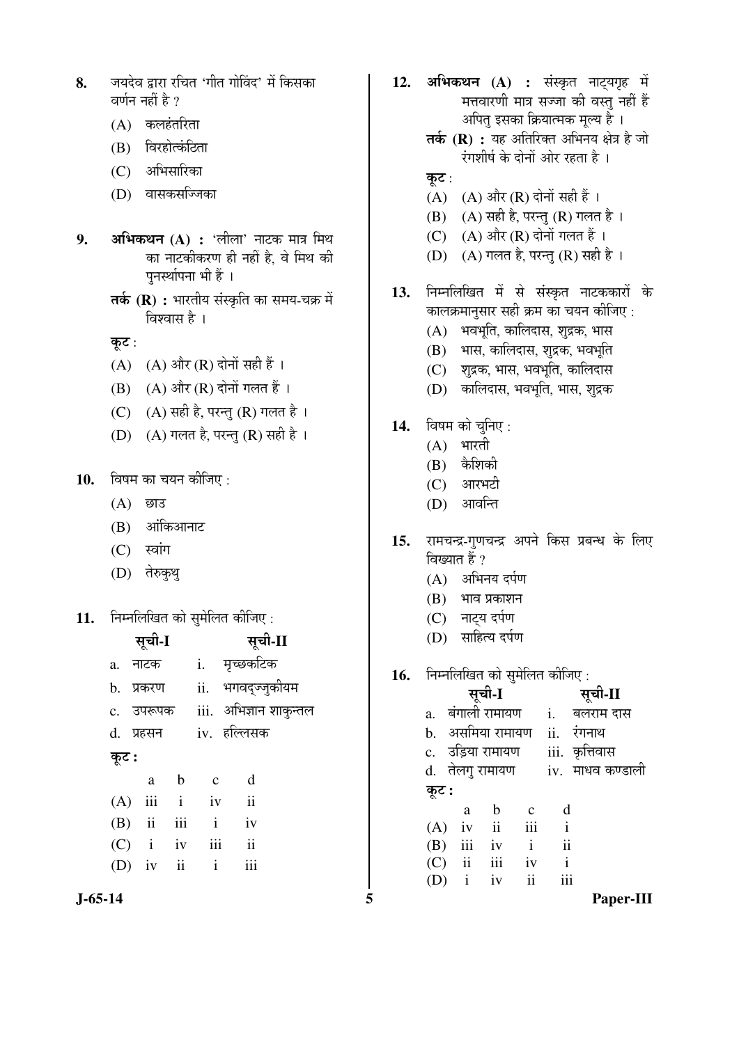8. जयदेव द्वारा रचित 'गीत गोविंद' में किसका वर्णन नहीं है ?
   (A) कलहंतरिता
   (B) विरहोत्कंठिता
   (C) अभिसारिका
   (D) वासकसज्जिका

9. **अभिकथन (A) :** 'लीला' नाटक मात्र मिथ का नाटकीकरण ही नहीं है, वे मिथ की पुनर्स्थापना भी हैं ।
   **तर्क (R) :** भारतीय संस्कृति का समय-चक्र में विश्वास है ।
   **कूट :**
   (A) (A) और (R) दोनों सही हैं ।
   (B) (A) और (R) दोनों गलत हैं ।
   (C) (A) सही है, परन्तु (R) गलत है ।
   (D) (A) गलत है, परन्तु (R) सही है ।

10. विषम का चयन कीजिए :
   (A) छाउ
   (B) आंकिआनाट
   (C) स्वांग
   (D) तेरुकुथु

11. निम्नलिखित को सुमेलित कीजिए :

| सूची-I | सूची-II |
|---|---|
| a. नाटक | i. मृच्छकटिक |
| b. प्रकरण | ii. भगवद्ज्जुकीयम |
| c. उपरूपक | iii. अभिज्ञान शाकुन्तल |
| d. प्रहसन | iv. हल्लिसक |

**कूट :**

| | a | b | c | d |
|---|---|---|---|---|
| (A) | iii | i | iv | ii |
| (B) | ii | iii | i | iv |
| (C) | i | iv | iii | ii |
| (D) | iv | ii | i | iii |

12. **अभिकथन (A) :** संस्कृत नाट्यगृह में मत्तवारणी मात्र सज्जा की वस्तु नहीं हैं अपितु इसका क्रियात्मक मूल्य है ।
   **तर्क (R) :** यह अतिरिक्त अभिनय क्षेत्र है जो रंगशीर्ष के दोनों ओर रहता है ।
   **कूट :**
   (A) (A) और (R) दोनों सही हैं ।
   (B) (A) सही है, परन्तु (R) गलत है ।
   (C) (A) और (R) दोनों गलत हैं ।
   (D) (A) गलत है, परन्तु (R) सही है ।

13. निम्नलिखित में से संस्कृत नाटककारों के कालक्रमानुसार सही क्रम का चयन कीजिए :
   (A) भवभूति, कालिदास, शुद्रक, भास
   (B) भास, कालिदास, शुद्रक, भवभूति
   (C) शुद्रक, भास, भवभूति, कालिदास
   (D) कालिदास, भवभूति, भास, शुद्रक

14. विषम को चुनिए :
   (A) भारती
   (B) कैशिकी
   (C) आरभटी
   (D) आवन्ति

15. रामचन्द्र-गुणचन्द्र अपने किस प्रबन्ध के लिए विख्यात हैं ?
   (A) अभिनय दर्पण
   (B) भाव प्रकाशन
   (C) नाट्य दर्पण
   (D) साहित्य दर्पण

16. निम्नलिखित को सुमेलित कीजिए :

| सूची-I | सूची-II |
|---|---|
| a. बंगाली रामायण | i. बलराम दास |
| b. असमिया रामायण | ii. रंगनाथ |
| c. उड़िया रामायण | iii. कृत्तिवास |
| d. तेलगु रामायण | iv. माधव कण्डाली |

**कूट :**

| | a | b | c | d |
|---|---|---|---|---|
| (A) | iv | ii | iii | i |
| (B) | iii | iv | i | ii |
| (C) | ii | iii | iv | i |
| (D) | i | iv | ii | iii |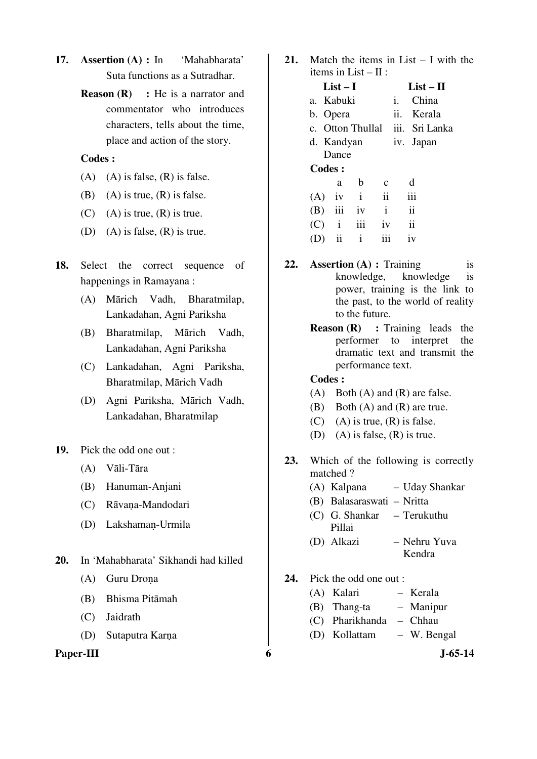17. **Assertion (A) :** In 'Mahabharata' Suta functions as a Sutradhar.

    **Reason (R) :** He is a narrator and commentator who introduces characters, tells about the time, place and action of the story.

    **Codes :**

    (A) (A) is false, (R) is false.

    (B) (A) is true, (R) is false.

    (C) (A) is true, (R) is true.

    (D) (A) is false, (R) is true.

18. Select the correct sequence of happenings in Ramayana :

    (A) Mārich Vadh, Bharatmilap, Lankadahan, Agni Pariksha

    (B) Bharatmilap, Mārich Vadh, Lankadahan, Agni Pariksha

    (C) Lankadahan, Agni Pariksha, Bharatmilap, Mārich Vadh

    (D) Agni Pariksha, Mārich Vadh, Lankadahan, Bharatmilap

19. Pick the odd one out :

    (A) Vāli-Tāra

    (B) Hanuman-Anjani

    (C) Rāvaṇa-Mandodari

    (D) Lakshamaṇ-Urmila

20. In 'Mahabharata' Sikhandi had killed

    (A) Guru Droṇa

    (B) Bhisma Pitāmah

    (C) Jaidrath

    (D) Sutaputra Karṇa

21. Match the items in List – I with the items in List – II :

| List – I | List – II |
|---|---|
| a. Kabuki | i. China |
| b. Opera | ii. Kerala |
| c. Otton Thullal | iii. Sri Lanka |
| d. Kandyan Dance | iv. Japan |

**Codes :**

| | a | b | c | d |
|---|---|---|---|---|
| (A) | iv | i | ii | iii |
| (B) | iii | iv | i | ii |
| (C) | i | iii | iv | ii |
| (D) | ii | i | iii | iv |

22. **Assertion (A) :** Training is knowledge, knowledge is power, training is the link to the past, to the world of reality to the future.

    **Reason (R) :** Training leads the performer to interpret the dramatic text and transmit the performance text.

    **Codes :**

    (A) Both (A) and (R) are false.

    (B) Both (A) and (R) are true.

    (C) (A) is true, (R) is false.

    (D) (A) is false, (R) is true.

23. Which of the following is correctly matched ?

    (A) Kalpana – Uday Shankar

    (B) Balasaraswati – Nritta

    (C) G. Shankar Pillai – Terukuthu

    (D) Alkazi – Nehru Yuva Kendra

24. Pick the odd one out :

    (A) Kalari – Kerala

    (B) Thang-ta – Manipur

    (C) Pharikhanda – Chhau

    (D) Kollattam – W. Bengal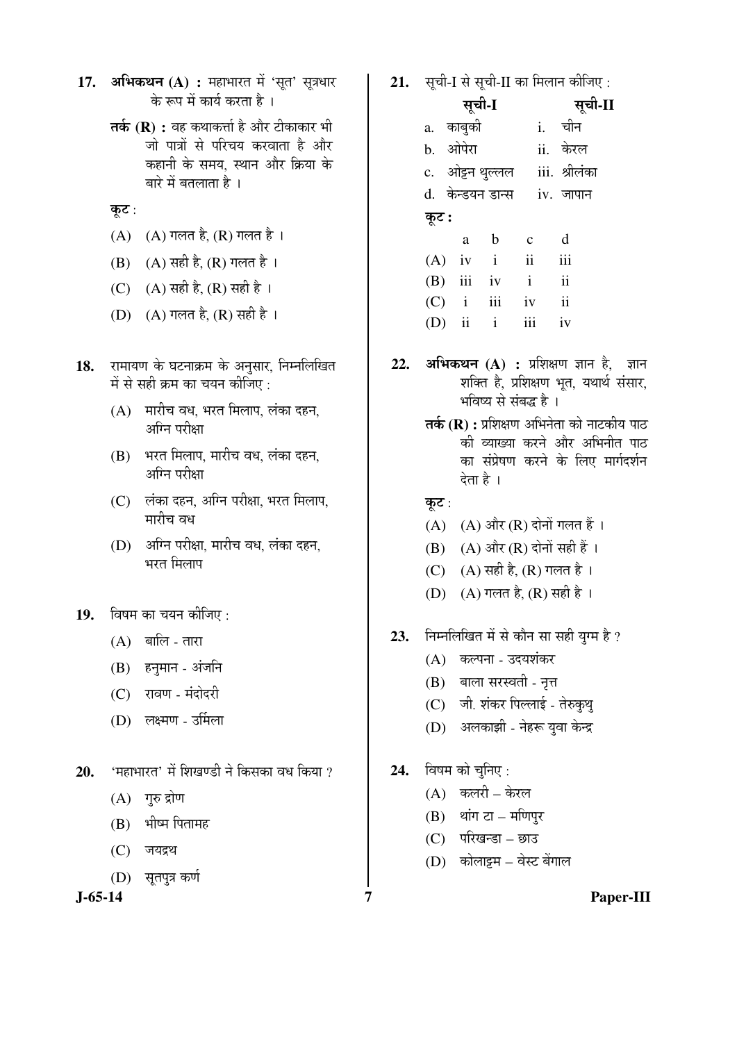17. **अभिकथन (A) :** महाभारत में 'सूत' सूत्रधार के रूप में कार्य करता है ।

**तर्क (R) :** वह कथाकर्त्ता है और टीकाकार भी जो पात्रों से परिचय करवाता है और कहानी के समय, स्थान और क्रिया के बारे में बतलाता है ।

**कूट :**

(A) (A) गलत है, (R) गलत है ।

(B) (A) सही है, (R) गलत है ।

(C) (A) सही है, (R) सही है ।

(D) (A) गलत है, (R) सही है ।

18. रामायण के घटनाक्रम के अनुसार, निम्नलिखित में से सही क्रम का चयन कीजिए :

(A) मारीच वध, भरत मिलाप, लंका दहन, अग्नि परीक्षा

(B) भरत मिलाप, मारीच वध, लंका दहन, अग्नि परीक्षा

(C) लंका दहन, अग्नि परीक्षा, भरत मिलाप, मारीच वध

(D) अग्नि परीक्षा, मारीच वध, लंका दहन, भरत मिलाप

19. विषम का चयन कीजिए :

(A) बालि - तारा

(B) हनुमान - अंजनि

(C) रावण - मंदोदरी

(D) लक्ष्मण - उर्मिला

20. 'महाभारत' में शिखण्डी ने किसका वध किया ?

(A) गुरु द्रोण

(B) भीष्म पितामह

(C) जयद्रथ

(D) सूतपुत्र कर्ण

21. सूची-I से सूची-II का मिलान कीजिए :

| सूची-I | सूची-II |
|---|---|
| a. काबुकी | i. चीन |
| b. ओपेरा | ii. केरल |
| c. ओट्टन थुल्लल | iii. श्रीलंका |
| d. केन्डयन डान्स | iv. जापान |

**कूट :**

| | a | b | c | d |
|---|---|---|---|---|
| (A) | iv | i | ii | iii |
| (B) | iii | iv | i | ii |
| (C) | i | iii | iv | ii |
| (D) | ii | i | iii | iv |

22. **अभिकथन (A) :** प्रशिक्षण ज्ञान है, ज्ञान शक्ति है, प्रशिक्षण भूत, यथार्थ संसार, भविष्य से संबद्ध है ।

**तर्क (R) :** प्रशिक्षण अभिनेता को नाटकीय पाठ की व्याख्या करने और अभिनीत पाठ का संप्रेषण करने के लिए मार्गदर्शन देता है ।

**कूट :**

(A) (A) और (R) दोनों गलत हैं ।

(B) (A) और (R) दोनों सही हैं ।

(C) (A) सही है, (R) गलत है ।

(D) (A) गलत है, (R) सही है ।

23. निम्नलिखित में से कौन सा सही युग्म है ?

(A) कल्पना - उदयशंकर

(B) बाला सरस्वती - नृत्त

(C) जी. शंकर पिल्लाई - तेरुकुथु

(D) अलकाझी - नेहरू युवा केन्द्र

24. विषम को चुनिए :

(A) कलरी – केरल

(B) थांग टा – मणिपुर

(C) परिखन्डा – छाउ

(D) कोलाट्टम – वेस्ट बेंगाल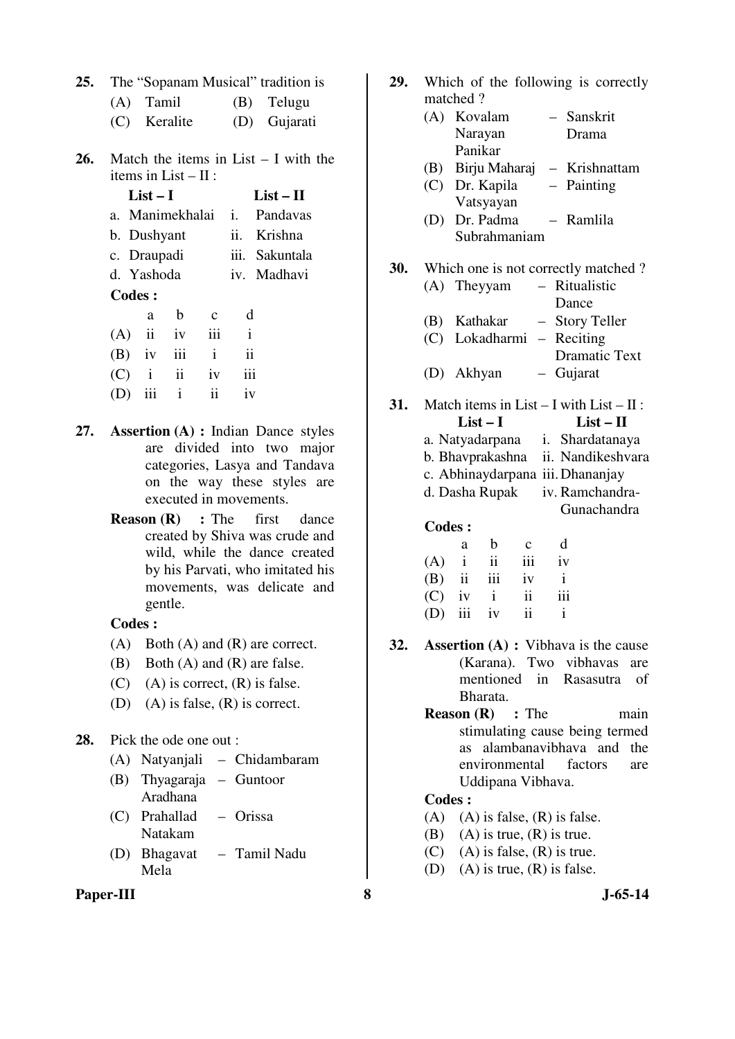25. The "Sopanam Musical" tradition is

(A) Tamil (B) Telugu

(C) Keralite (D) Gujarati

26. Match the items in List – I with the items in List – II :

| List – I | List – II |
|---|---|
| a. Manimekhalai | i. Pandavas |
| b. Dushyant | ii. Krishna |
| c. Draupadi | iii. Sakuntala |
| d. Yashoda | iv. Madhavi |

**Codes :**

| | a | b | c | d |
|---|---|---|---|---|
| (A) | ii | iv | iii | i |
| (B) | iv | iii | i | ii |
| (C) | i | ii | iv | iii |
| (D) | iii | i | ii | iv |

27. **Assertion (A) :** Indian Dance styles are divided into two major categories, Lasya and Tandava on the way these styles are executed in movements.

**Reason (R) :** The first dance created by Shiva was crude and wild, while the dance created by his Parvati, who imitated his movements, was delicate and gentle.

**Codes :**

(A) Both (A) and (R) are correct.

(B) Both (A) and (R) are false.

(C) (A) is correct, (R) is false.

(D) (A) is false, (R) is correct.

28. Pick the ode one out :

(A) Natyanjali – Chidambaram

(B) Thyagaraja Aradhana – Guntoor

(C) Prahallad Natakam – Orissa

(D) Bhagavat Mela – Tamil Nadu

29. Which of the following is correctly matched ?

(A) Kovalam Narayan Panikar – Sanskrit Drama

(B) Birju Maharaj – Krishnattam

(C) Dr. Kapila Vatsyayan – Painting

(D) Dr. Padma Subrahmaniam – Ramlila

30. Which one is not correctly matched ?

(A) Theyyam – Ritualistic Dance

(B) Kathakar – Story Teller

(C) Lokadharmi – Reciting Dramatic Text

(D) Akhyan – Gujarat

31. Match items in List – I with List – II :

| List – I | List – II |
|---|---|
| a. Natyadarpana | i. Shardatanaya |
| b. Bhavprakashna | ii. Nandikeshvara |
| c. Abhinaydarpana | iii. Dhananjay |
| d. Dasha Rupak | iv. Ramchandra-Gunachandra |

**Codes :**

| | a | b | c | d |
|---|---|---|---|---|
| (A) | i | ii | iii | iv |
| (B) | ii | iii | iv | i |
| (C) | iv | i | ii | iii |
| (D) | iii | iv | ii | i |

32. **Assertion (A) :** Vibhava is the cause (Karana). Two vibhavas are mentioned in Rasasutra of Bharata.

**Reason (R) :** The main stimulating cause being termed as alambanavibhava and the environmental factors are Uddipana Vibhava.

**Codes :**

(A) (A) is false, (R) is false.

(B) (A) is true, (R) is true.

(C) (A) is false, (R) is true.

(D) (A) is true, (R) is false.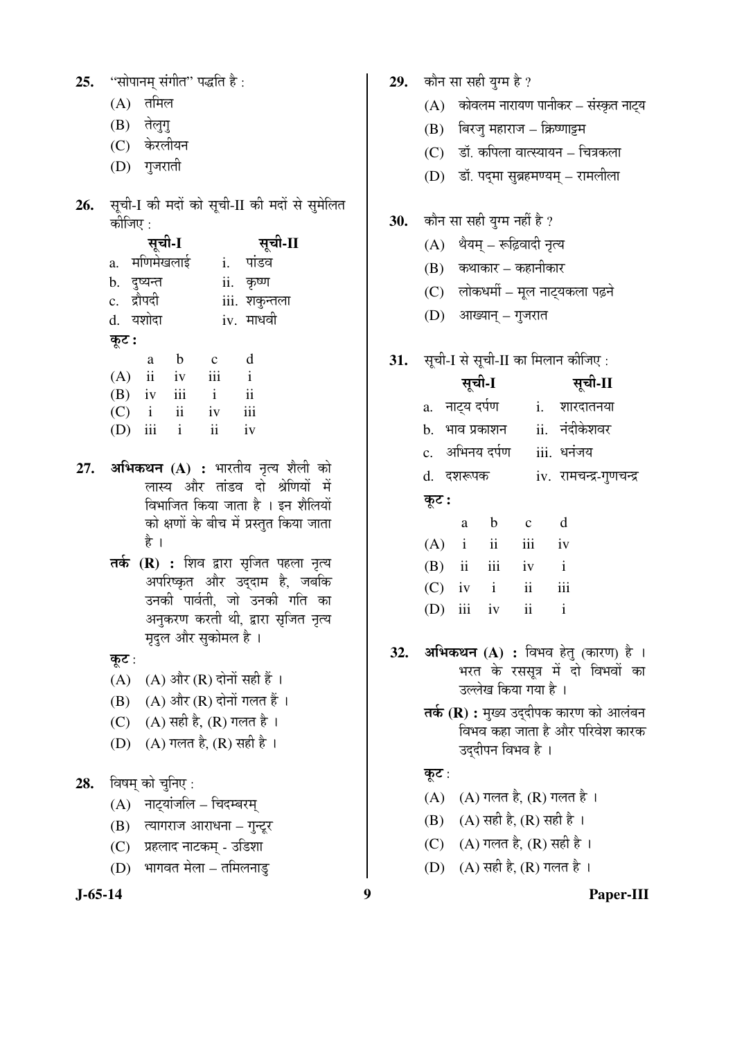25. "सोपानम् संगीत" पद्धति है :

(A) तमिल

(B) तेलुगु

(C) केरलीयन

(D) गुजराती

26. सूची-I की मदों को सूची-II की मदों से सुमेलित कीजिए :

| सूची-I | सूची-II |
|---|---|
| a. मणिमेखलाई | i. पांडव |
| b. दुष्यन्त | ii. कृष्ण |
| c. द्रौपदी | iii. शकुन्तला |
| d. यशोदा | iv. माधवी |

कूट :

| | a | b | c | d |
|---|---|---|---|---|
| (A) | ii | iv | iii | i |
| (B) | iv | iii | i | ii |
| (C) | i | ii | iv | iii |
| (D) | iii | i | ii | iv |

27. **अभिकथन (A) :** भारतीय नृत्य शैली को लास्य और तांडव दो श्रेणियों में विभाजित किया जाता है । इन शैलियों को क्षणों के बीच में प्रस्तुत किया जाता है ।

**तर्क (R) :** शिव द्वारा सृजित पहला नृत्य अपरिष्कृत और उद्दाम है, जबकि उनकी पार्वती, जो उनकी गति का अनुकरण करती थी, द्वारा सृजित नृत्य मृदुल और सुकोमल है ।

कूट :

(A) (A) और (R) दोनों सही हैं ।

(B) (A) और (R) दोनों गलत हैं ।

(C) (A) सही है, (R) गलत है ।

(D) (A) गलत है, (R) सही है ।

28. विषम् को चुनिए :

(A) नाट्यांजलि – चिदम्बरम्

(B) त्यागराज आराधना – गुन्टूर

(C) प्रहलाद नाटकम् - उडिशा

(D) भागवत मेला – तमिलनाडु

29. कौन सा सही युग्म है ?

(A) कोवलम नारायण पानीकर – संस्कृत नाट्य

(B) बिरजु महाराज – क्रिष्णाट्टम

(C) डॉ. कपिला वात्स्यायन – चित्रकला

(D) डॉ. पद्मा सुब्रहमण्यम् – रामलीला

30. कौन सा सही युग्म नहीं है ?

(A) थैयम् – रूढ़िवादी नृत्य

(B) कथाकार – कहानीकार

(C) लोकधर्मी – मूल नाट्यकला पढ़ने

(D) आख्यान् – गुजरात

31. सूची-I से सूची-II का मिलान कीजिए :

| सूची-I | सूची-II |
|---|---|
| a. नाट्य दर्पण | i. शारदातनया |
| b. भाव प्रकाशन | ii. नंदीकेशवर |
| c. अभिनय दर्पण | iii. धनंजय |
| d. दशरूपक | iv. रामचन्द्र-गुणचन्द्र |

कूट :

| | a | b | c | d |
|---|---|---|---|---|
| (A) | i | ii | iii | iv |
| (B) | ii | iii | iv | i |
| (C) | iv | i | ii | iii |
| (D) | iii | iv | ii | i |

32. **अभिकथन (A) :** विभव हेतु (कारण) है । भरत के रससूत्र में दो विभवों का उल्लेख किया गया है ।

**तर्क (R) :** मुख्य उद्दीपक कारण को आलंबन विभव कहा जाता है और परिवेश कारक उद्दीपन विभव है ।

कूट :

(A) (A) गलत है, (R) गलत है ।

(B) (A) सही है, (R) सही है ।

(C) (A) गलत है, (R) सही है ।

(D) (A) सही है, (R) गलत है ।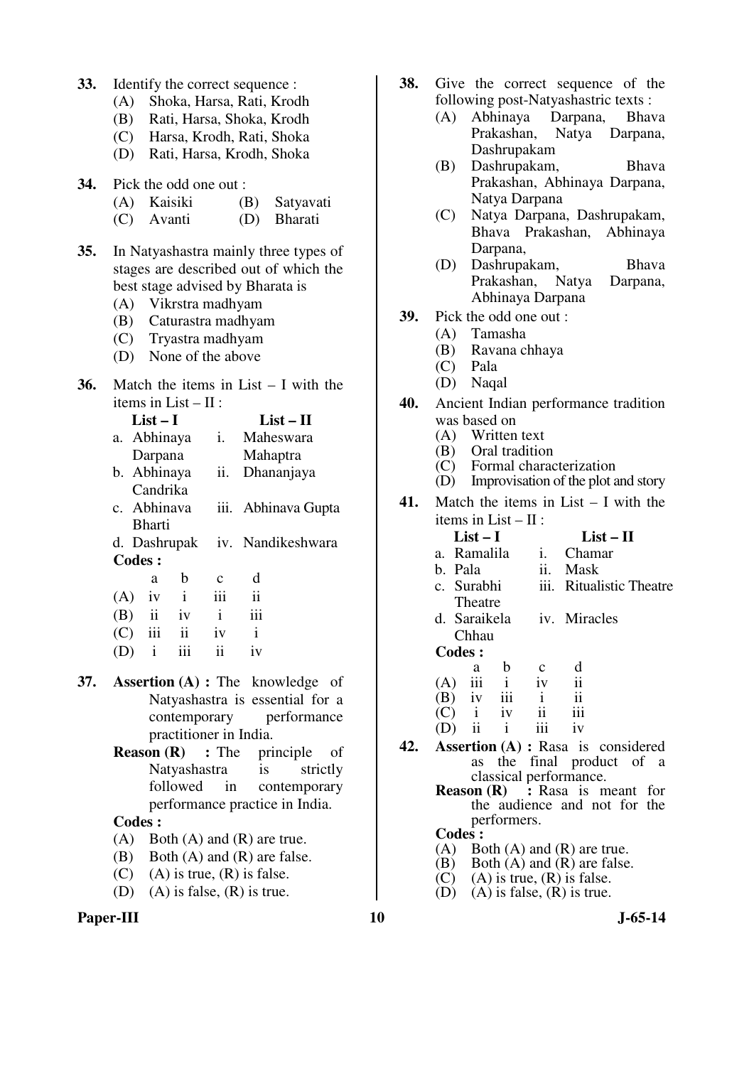**33.** Identify the correct sequence :

(A) Shoka, Harsa, Rati, Krodh
(B) Rati, Harsa, Shoka, Krodh
(C) Harsa, Krodh, Rati, Shoka
(D) Rati, Harsa, Krodh, Shoka

**34.** Pick the odd one out :

(A) Kaisiki (B) Satyavati
(C) Avanti (D) Bharati

**35.** In Natyashastra mainly three types of stages are described out of which the best stage advised by Bharata is

(A) Vikrstra madhyam
(B) Caturastra madhyam
(C) Tryastra madhyam
(D) None of the above

**36.** Match the items in List – I with the items in List – II :

| List – I | List – II |
|---|---|
| a. Abhinaya Darpana | i. Maheswara Mahaptra |
| b. Abhinaya Candrika | ii. Dhananjaya |
| c. Abhinava Bharti | iii. Abhinava Gupta |
| d. Dashrupak | iv. Nandikeshwara |

**Codes :**

| | a | b | c | d |
|---|---|---|---|---|
| (A) | iv | i | iii | ii |
| (B) | ii | iv | i | iii |
| (C) | iii | ii | iv | i |
| (D) | i | iii | ii | iv |

**37.** **Assertion (A) :** The knowledge of Natyashastra is essential for a contemporary performance practitioner in India.

**Reason (R) :** The principle of Natyashastra is strictly followed in contemporary performance practice in India.

**Codes :**

(A) Both (A) and (R) are true.
(B) Both (A) and (R) are false.
(C) (A) is true, (R) is false.
(D) (A) is false, (R) is true.

**38.** Give the correct sequence of the following post-Natyashastric texts :

(A) Abhinaya Darpana, Bhava Prakashan, Natya Darpana, Dashrupakam
(B) Dashrupakam, Bhava Prakashan, Abhinaya Darpana, Natya Darpana
(C) Natya Darpana, Dashrupakam, Bhava Prakashan, Abhinaya Darpana,
(D) Dashrupakam, Bhava Prakashan, Natya Darpana, Abhinaya Darpana

**39.** Pick the odd one out :

(A) Tamasha
(B) Ravana chhaya
(C) Pala
(D) Naqal

**40.** Ancient Indian performance tradition was based on

(A) Written text
(B) Oral tradition
(C) Formal characterization
(D) Improvisation of the plot and story

**41.** Match the items in List – I with the items in List – II :

| List – I | List – II |
|---|---|
| a. Ramalila | i. Chamar |
| b. Pala | ii. Mask |
| c. Surabhi Theatre | iii. Ritualistic Theatre |
| d. Saraikela Chhau | iv. Miracles |

**Codes :**

| | a | b | c | d |
|---|---|---|---|---|
| (A) | iii | i | iv | ii |
| (B) | iv | iii | i | ii |
| (C) | i | iv | ii | iii |
| (D) | ii | i | iii | iv |

**42.** **Assertion (A) :** Rasa is considered as the final product of a classical performance.

**Reason (R) :** Rasa is meant for the audience and not for the performers.

**Codes :**

(A) Both (A) and (R) are true.
(B) Both (A) and (R) are false.
(C) (A) is true, (R) is false.
(D) (A) is false, (R) is true.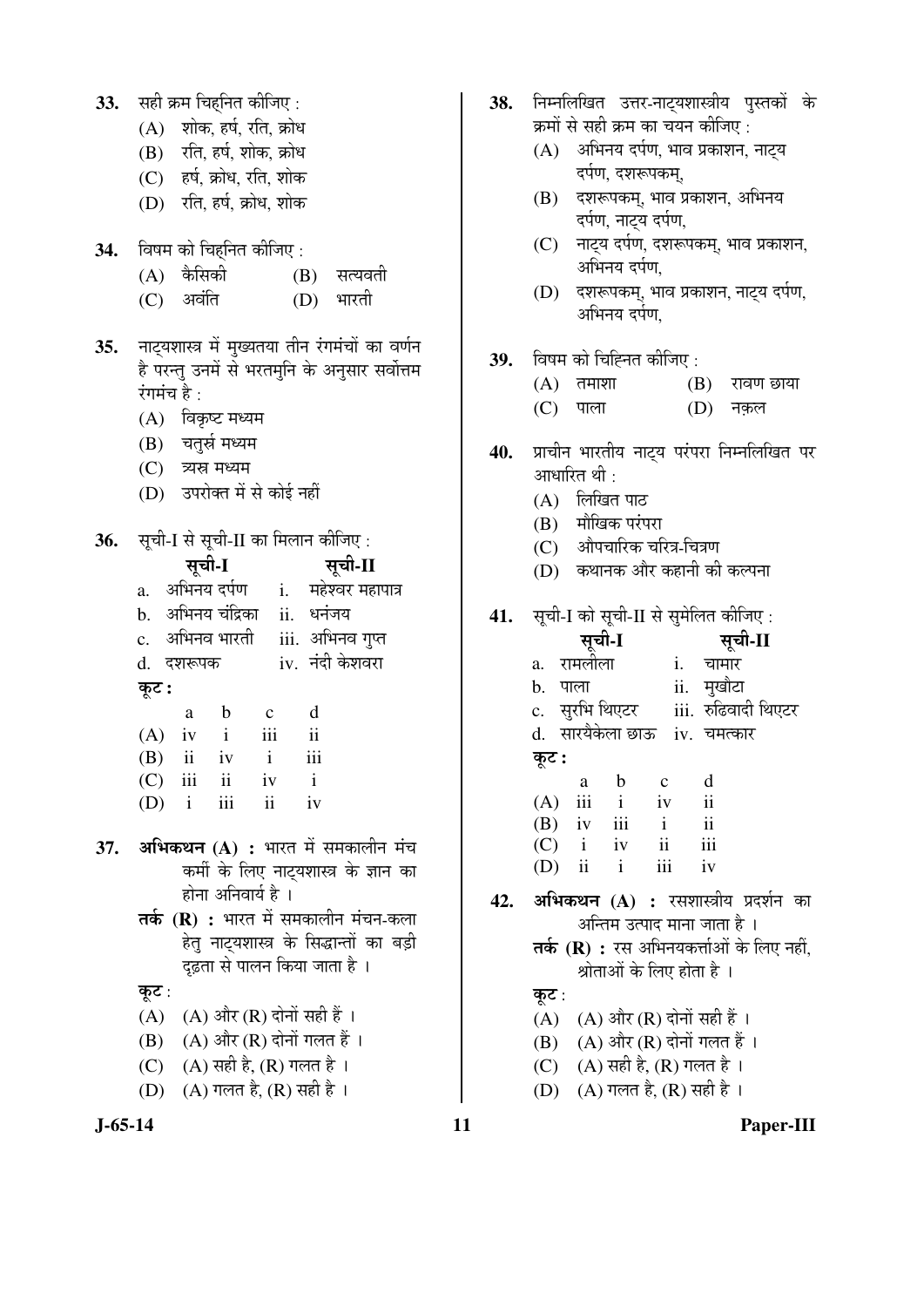**33.** सही क्रम चिह्नित कीजिए :

(A) शोक, हर्ष, रति, क्रोध

(B) रति, हर्ष, शोक, क्रोध

(C) हर्ष, क्रोध, रति, शोक

(D) रति, हर्ष, क्रोध, शोक

**34.** विषम को चिह्नित कीजिए :

(A) कैसिकी (B) सत्यवती

(C) अवंति (D) भारती

**35.** नाट्यशास्त्र में मुख्यतया तीन रंगमंचों का वर्णन है परन्तु उनमें से भरतमुनि के अनुसार सर्वोत्तम रंगमंच है :

(A) विकृष्ट मध्यम

(B) चतुर्स्र मध्यम

(C) त्र्यस्र मध्यम

(D) उपरोक्त में से कोई नहीं

**36.** सूची-I से सूची-II का मिलान कीजिए :

| सूची-I | सूची-II |
|---|---|
| a. अभिनय दर्पण | i. महेश्वर महापात्र |
| b. अभिनय चंद्रिका | ii. धनंजय |
| c. अभिनव भारती | iii. अभिनव गुप्त |
| d. दशरूपक | iv. नंदी केशवरा |

**कूट :**

| | a | b | c | d |
|---|---|---|---|---|
| (A) | iv | i | iii | ii |
| (B) | ii | iv | i | iii |
| (C) | iii | ii | iv | i |
| (D) | i | iii | ii | iv |

**37.** **अभिकथन (A) :** भारत में समकालीन मंच कर्मी के लिए नाट्यशास्त्र के ज्ञान का होना अनिवार्य है ।

**तर्क (R) :** भारत में समकालीन मंचन-कला हेतु नाट्यशास्त्र के सिद्धान्तों का बड़ी दृढ़ता से पालन किया जाता है ।

**कूट :**

(A) (A) और (R) दोनों सही हैं ।

(B) (A) और (R) दोनों गलत हैं ।

(C) (A) सही है, (R) गलत है ।

(D) (A) गलत है, (R) सही है ।

**38.** निम्नलिखित उत्तर-नाट्यशास्त्रीय पुस्तकों के क्रमों से सही क्रम का चयन कीजिए :

(A) अभिनय दर्पण, भाव प्रकाशन, नाट्य दर्पण, दशरूपकम्,

(B) दशरूपकम्, भाव प्रकाशन, अभिनय दर्पण, नाट्य दर्पण,

(C) नाट्य दर्पण, दशरूपकम्, भाव प्रकाशन, अभिनय दर्पण,

(D) दशरूपकम्, भाव प्रकाशन, नाट्य दर्पण, अभिनय दर्पण,

**39.** विषम को चिह्नित कीजिए :

(A) तमाशा (B) रावण छाया

(C) पाला (D) नक़ल

**40.** प्राचीन भारतीय नाट्य परंपरा निम्नलिखित पर आधारित थी :

(A) लिखित पाठ

(B) मौखिक परंपरा

(C) औपचारिक चरित्र-चित्रण

(D) कथानक और कहानी की कल्पना

**41.** सूची-I को सूची-II से सुमेलित कीजिए :

| सूची-I | सूची-II |
|---|---|
| a. रामलीला | i. चामार |
| b. पाला | ii. मुखौटा |
| c. सुरभि थिएटर | iii. रुढिवादी थिएटर |
| d. सारयैकेला छाऊ | iv. चमत्कार |

**कूट :**

| | a | b | c | d |
|---|---|---|---|---|
| (A) | iii | i | iv | ii |
| (B) | iv | iii | i | ii |
| (C) | i | iv | ii | iii |
| (D) | ii | i | iii | iv |

**42.** **अभिकथन (A) :** रसशास्त्रीय प्रदर्शन का अन्तिम उत्पाद माना जाता है ।

**तर्क (R) :** रस अभिनयकर्त्ताओं के लिए नहीं, श्रोताओं के लिए होता है ।

**कूट :**

(A) (A) और (R) दोनों सही हैं ।

(B) (A) और (R) दोनों गलत हैं ।

(C) (A) सही है, (R) गलत है ।

(D) (A) गलत है, (R) सही है ।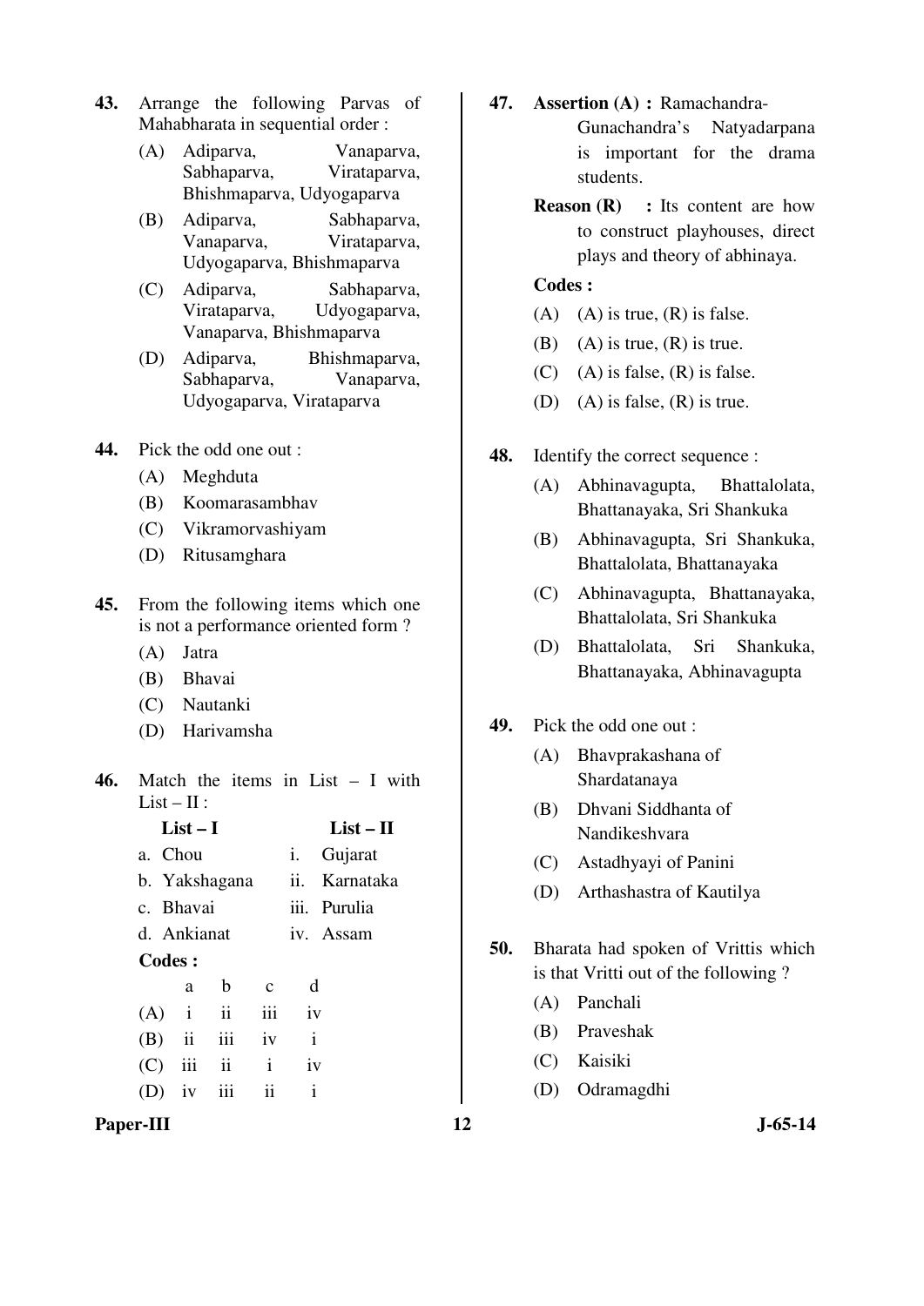43. Arrange the following Parvas of Mahabharata in sequential order :

(A) Adiparva, Vanaparva, Sabhaparva, Virataparva, Bhishmaparva, Udyogaparva

(B) Adiparva, Sabhaparva, Vanaparva, Virataparva, Udyogaparva, Bhishmaparva

(C) Adiparva, Sabhaparva, Virataparva, Udyogaparva, Vanaparva, Bhishmaparva

(D) Adiparva, Bhishmaparva, Sabhaparva, Vanaparva, Udyogaparva, Virataparva

44. Pick the odd one out :

(A) Meghduta

(B) Koomarasambhav

(C) Vikramorvashiyam

(D) Ritusamghara

45. From the following items which one is not a performance oriented form ?

(A) Jatra

(B) Bhavai

(C) Nautanki

(D) Harivamsha

46. Match the items in List – I with List – II :

| List – I | List – II |
|---|---|
| a. Chou | i. Gujarat |
| b. Yakshagana | ii. Karnataka |
| c. Bhavai | iii. Purulia |
| d. Ankianat | iv. Assam |

**Codes :**

| | a | b | c | d |
|---|---|---|---|---|
| (A) | i | ii | iii | iv |
| (B) | ii | iii | iv | i |
| (C) | iii | ii | i | iv |
| (D) | iv | iii | ii | i |

47. **Assertion (A) :** Ramachandra-Gunachandra's Natyadarpana is important for the drama students.

**Reason (R) :** Its content are how to construct playhouses, direct plays and theory of abhinaya.

**Codes :**

(A) (A) is true, (R) is false.

(B) (A) is true, (R) is true.

(C) (A) is false, (R) is false.

(D) (A) is false, (R) is true.

48. Identify the correct sequence :

(A) Abhinavagupta, Bhattalolata, Bhattanayaka, Sri Shankuka

(B) Abhinavagupta, Sri Shankuka, Bhattalolata, Bhattanayaka

(C) Abhinavagupta, Bhattanayaka, Bhattalolata, Sri Shankuka

(D) Bhattalolata, Sri Shankuka, Bhattanayaka, Abhinavagupta

49. Pick the odd one out :

(A) Bhavprakashana of Shardatanaya

(B) Dhvani Siddhanta of Nandikeshvara

(C) Astadhyayi of Panini

(D) Arthashastra of Kautilya

50. Bharata had spoken of Vrittis which is that Vritti out of the following ?

(A) Panchali

(B) Praveshak

(C) Kaisiki

(D) Odramagdhi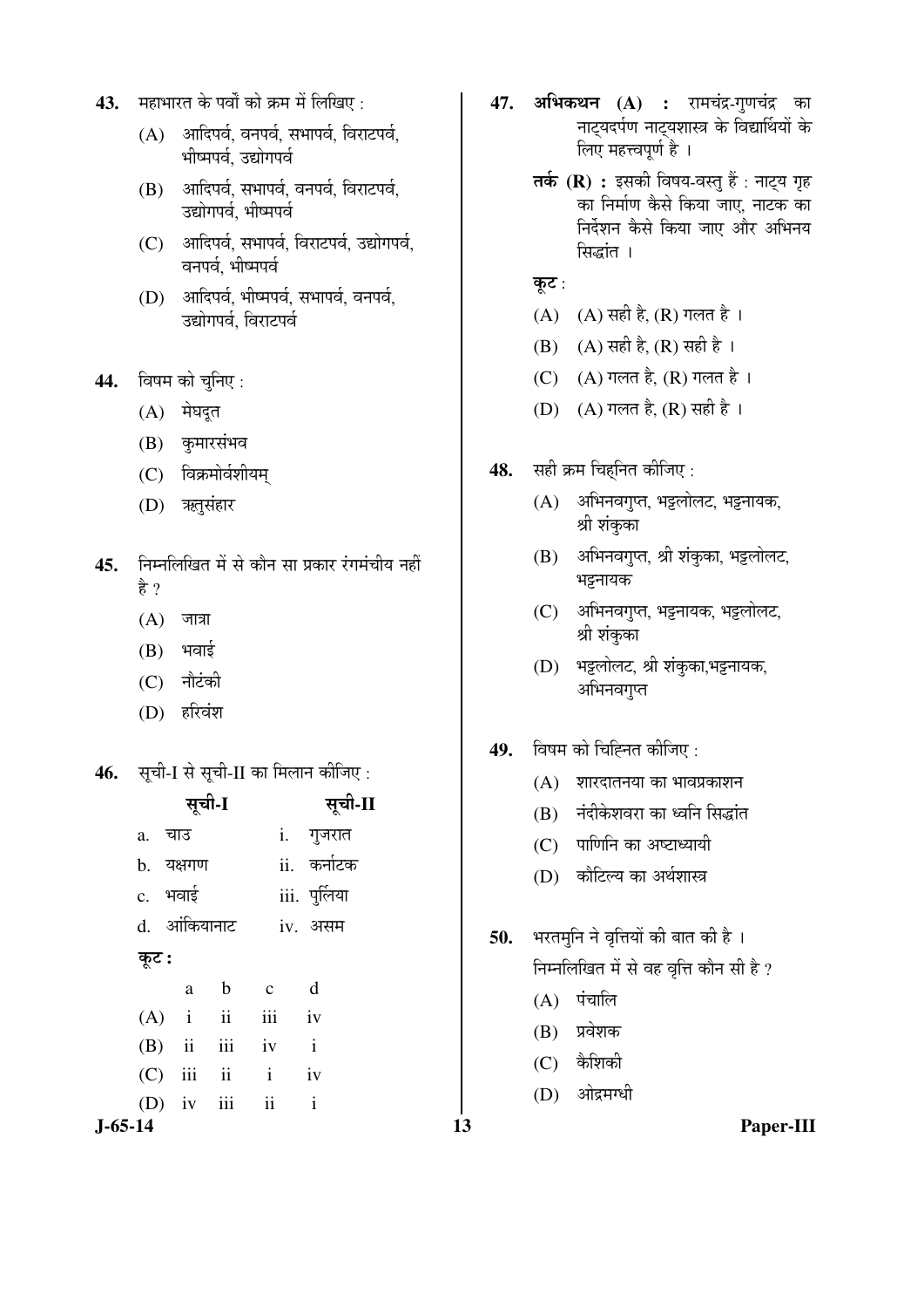43. महाभारत के पर्वों को क्रम में लिखिए :

(A) आदिपर्व, वनपर्व, सभापर्व, विराटपर्व, भीष्मपर्व, उद्योगपर्व

(B) आदिपर्व, सभापर्व, वनपर्व, विराटपर्व, उद्योगपर्व, भीष्मपर्व

(C) आदिपर्व, सभापर्व, विराटपर्व, उद्योगपर्व, वनपर्व, भीष्मपर्व

(D) आदिपर्व, भीष्मपर्व, सभापर्व, वनपर्व, उद्योगपर्व, विराटपर्व

44. विषम को चुनिए :

(A) मेघदूत

(B) कुमारसंभव

(C) विक्रमोर्वशीयम्

(D) ऋतुसंहार

45. निम्नलिखित में से कौन सा प्रकार रंगमंचीय नहीं है ?

(A) जात्रा

(B) भवाई

(C) नौटंकी

(D) हरिवंश

46. सूची-I से सूची-II का मिलान कीजिए :

| सूची-I | सूची-II |
|---|---|
| a. चाउ | i. गुजरात |
| b. यक्षगण | ii. कर्नाटक |
| c. भवाई | iii. पुर्लिया |
| d. आंकियानाट | iv. असम |

**कूट :**

| | a | b | c | d |
|---|---|---|---|---|
| (A) | i | ii | iii | iv |
| (B) | ii | iii | iv | i |
| (C) | iii | ii | i | iv |
| (D) | iv | iii | ii | i |

47. **अभिकथन (A) :** रामचंद्र-गुणचंद्र का नाट्यदर्पण नाट्यशास्त्र के विद्यार्थियों के लिए महत्त्वपूर्ण है ।

**तर्क (R) :** इसकी विषय-वस्तु हैं : नाट्य गृह का निर्माण कैसे किया जाए, नाटक का निर्देशन कैसे किया जाए और अभिनय सिद्धांत ।

**कूट** :

(A) (A) सही है, (R) गलत है ।

(B) (A) सही है, (R) सही है ।

(C) (A) गलत है, (R) गलत है ।

(D) (A) गलत है, (R) सही है ।

48. सही क्रम चिह्नित कीजिए :

(A) अभिनवगुप्त, भट्टलोलट, भट्टनायक, श्री शंकुका

(B) अभिनवगुप्त, श्री शंकुका, भट्टलोलट, भट्टनायक

(C) अभिनवगुप्त, भट्टनायक, भट्टलोलट, श्री शंकुका

(D) भट्टलोलट, श्री शंकुका,भट्टनायक, अभिनवगुप्त

49. विषम को चिह्नित कीजिए :

(A) शारदातनया का भावप्रकाशन

(B) नंदीकेशवरा का ध्वनि सिद्धांत

(C) पाणिनि का अष्टाध्यायी

(D) कौटिल्य का अर्थशास्त्र

50. भरतमुनि ने वृत्तियों की बात की है । निम्नलिखित में से वह वृत्ति कौन सी है ?

(A) पंचालि

(B) प्रवेशक

(C) कैशिकी

(D) ओद्रमग्धी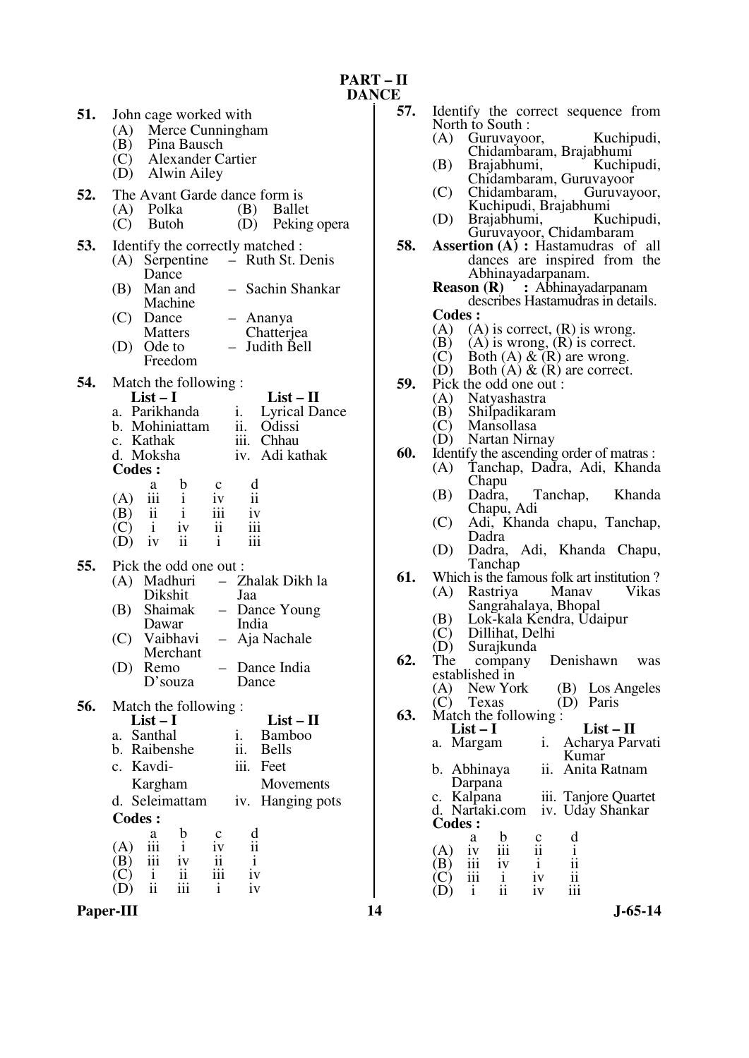# PART – II
## DANCE

**51.** John cage worked with
(A) Merce Cunningham
(B) Pina Bausch
(C) Alexander Cartier
(D) Alwin Ailey

**52.** The Avant Garde dance form is
(A) Polka (B) Ballet
(C) Butoh (D) Peking opera

**53.** Identify the correctly matched :
(A) Serpentine Dance – Ruth St. Denis
(B) Man and Machine – Sachin Shankar
(C) Dance Matters – Ananya Chatterjea
(D) Ode to Freedom – Judith Bell

**54.** Match the following :

| List – I | List – II |
|---|---|
| a. Parikhanda | i. Lyrical Dance |
| b. Mohiniattam | ii. Odissi |
| c. Kathak | iii. Chhau |
| d. Moksha | iv. Adi kathak |

**Codes :**

| | a | b | c | d |
|---|---|---|---|---|
| (A) | iii | i | iv | ii |
| (B) | ii | i | iii | iv |
| (C) | i | iv | ii | iii |
| (D) | iv | ii | i | iii |

**55.** Pick the odd one out :
(A) Madhuri Dikshit – Zhalak Dikh la Jaa
(B) Shaimak Dawar – Dance Young India
(C) Vaibhavi Merchant – Aja Nachale
(D) Remo D'souza – Dance India Dance

**56.** Match the following :

| List – I | List – II |
|---|---|
| a. Santhal | i. Bamboo |
| b. Raibenshe | ii. Bells |
| c. Kavdi-Kargham | iii. Feet Movements |
| d. Seleimattam | iv. Hanging pots |

**Codes :**

| | a | b | c | d |
|---|---|---|---|---|
| (A) | iii | i | iv | ii |
| (B) | iii | iv | ii | i |
| (C) | i | ii | iii | iv |
| (D) | ii | iii | i | iv |

**57.** Identify the correct sequence from North to South :
(A) Guruvayoor, Kuchipudi, Chidambaram, Brajabhumi
(B) Brajabhumi, Kuchipudi, Chidambaram, Guruvayoor
(C) Chidambaram, Guruvayoor, Kuchipudi, Brajabhumi
(D) Brajabhumi, Kuchipudi, Guruvayoor, Chidambaram

**58.** **Assertion (A) :** Hastamudras of all dances are inspired from the Abhinayadarpanam.
**Reason (R) :** Abhinayadarpanam describes Hastamudras in details.
**Codes :**
(A) (A) is correct, (R) is wrong.
(B) (A) is wrong, (R) is correct.
(C) Both (A) & (R) are wrong.
(D) Both (A) & (R) are correct.

**59.** Pick the odd one out :
(A) Natyashastra
(B) Shilpadikaram
(C) Mansollasa
(D) Nartan Nirnay

**60.** Identify the ascending order of matras :
(A) Tanchap, Dadra, Adi, Khanda Chapu
(B) Dadra, Tanchap, Khanda Chapu, Adi
(C) Adi, Khanda chapu, Tanchap, Dadra
(D) Dadra, Adi, Khanda Chapu, Tanchap

**61.** Which is the famous folk art institution ?
(A) Rastriya Manav Vikas Sangrahalaya, Bhopal
(B) Lok-kala Kendra, Udaipur
(C) Dillihat, Delhi
(D) Surajkunda

**62.** The company Denishawn was established in
(A) New York (B) Los Angeles
(C) Texas (D) Paris

**63.** Match the following :

| List – I | List – II |
|---|---|
| a. Margam | i. Acharya Parvati Kumar |
| b. Abhinaya Darpana | ii. Anita Ratnam |
| c. Kalpana | iii. Tanjore Quartet |
| d. Nartaki.com | iv. Uday Shankar |

**Codes :**

| | a | b | c | d |
|---|---|---|---|---|
| (A) | iv | iii | ii | i |
| (B) | iii | iv | i | ii |
| (C) | iii | i | iv | ii |
| (D) | i | ii | iv | iii |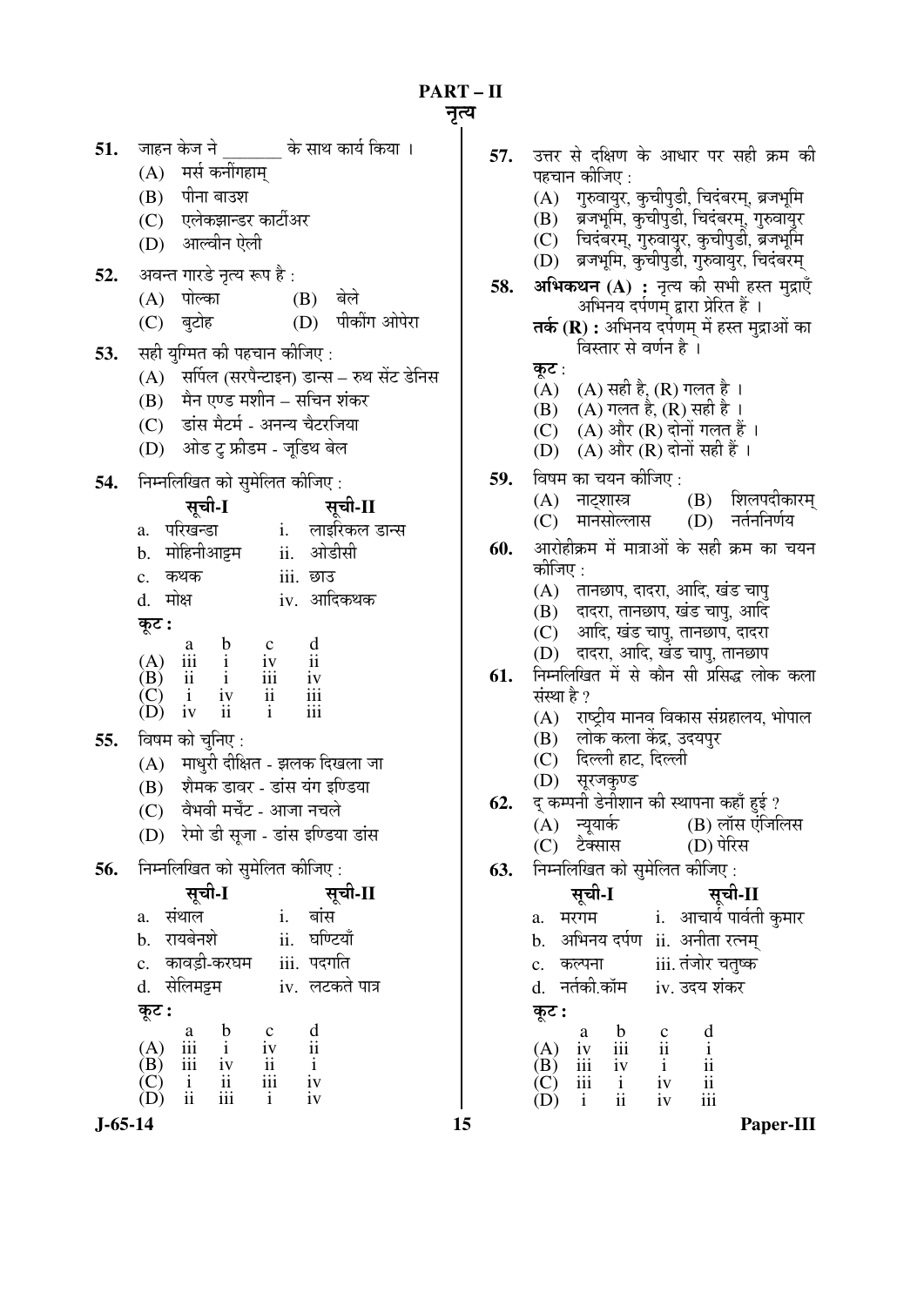# PART – II
## नृत्य

**51.** जाहन केज ने _______ के साथ कार्य किया ।

(A) मर्स कनींगहाम्

(B) पीना बाउश

(C) एलेकझान्डर कार्टीअर

(D) आल्वीन ऐली

**52.** अवन्त गारडे नृत्य रूप है :

(A) पोल्का (B) बेले

(C) बुटोह (D) पीकींग ओपेरा

**53.** सही युग्मित की पहचान कीजिए :

(A) सर्पिल (सरपैन्टाइन) डान्स – रुथ सेंट डेनिस

(B) मैन एण्ड मशीन – सचिन शंकर

(C) डांस मैटर्म - अनन्य चैटरजिया

(D) ओड टु फ्रीडम - जूडिथ बेल

**54.** निम्नलिखित को सुमेलित कीजिए :

| सूची-I | | सूची-II |
|---|---|---|
| a. परिखन्डा | i. | लाइरिकल डान्स |
| b. मोहिनीआट्टम | ii. | ओडीसी |
| c. कथक | iii. | छाउ |
| d. मोक्ष | iv. | आदिकथक |

**कूट :**

| | a | b | c | d |
|---|---|---|---|---|
| (A) | iii | i | iv | ii |
| (B) | ii | i | iii | iv |
| (C) | i | iv | ii | iii |
| (D) | iv | ii | i | iii |

**55.** विषम को चुनिए :

(A) माधुरी दीक्षित - झलक दिखला जा

(B) शैमक डावर - डांस यंग इण्डिया

(C) वैभवी मर्चेंट - आजा नचले

(D) रेमो डी सूजा - डांस इण्डिया डांस

**56.** निम्नलिखित को सुमेलित कीजिए :

| सूची-I | | सूची-II |
|---|---|---|
| a. संथाल | i. | बांस |
| b. रायबेनशे | ii. | घण्टियाँ |
| c. कावड़ी-करघम | iii. | पदगति |
| d. सेलिमट्टम | iv. | लटकते पात्र |

**कूट :**

| | a | b | c | d |
|---|---|---|---|---|
| (A) | iii | i | iv | ii |
| (B) | iii | iv | ii | i |
| (C) | i | ii | iii | iv |
| (D) | ii | iii | i | iv |

**57.** उत्तर से दक्षिण के आधार पर सही क्रम की पहचान कीजिए :

(A) गुरुवायुर, कुचीपुडी, चिदंबरम्, ब्रजभूमि

(B) ब्रजभूमि, कुचीपुडी, चिदंबरम्, गुरुवायुर

(C) चिदंबरम्, गुरुवायुर, कुचीपुडी, ब्रजभूमि

(D) ब्रजभूमि, कुचीपुडी, गुरुवायुर, चिदंबरम्

**58.** **अभिकथन (A) :** नृत्य की सभी हस्त मुद्राएँ अभिनय दर्पणम् द्वारा प्रेरित हैं ।

**तर्क (R) :** अभिनय दर्पणम् में हस्त मुद्राओं का विस्तार से वर्णन है ।

**कूट :**

(A) (A) सही है, (R) गलत है ।

(B) (A) गलत है, (R) सही है ।

(C) (A) और (R) दोनों गलत हैं ।

(D) (A) और (R) दोनों सही हैं ।

**59.** विषम का चयन कीजिए :

(A) नाट्शास्त्र (B) शिलपदीकारम्

(C) मानसोल्लास (D) नर्तननिर्णय

**60.** आरोहीक्रम में मात्राओं के सही क्रम का चयन कीजिए :

(A) तानछाप, दादरा, आदि, खंड चापु

(B) दादरा, तानछाप, खंड चापु, आदि

(C) आदि, खंड चापु, तानछाप, दादरा

(D) दादरा, आदि, खंड चापु, तानछाप

**61.** निम्नलिखित में से कौन सी प्रसिद्ध लोक कला संस्था है ?

(A) राष्ट्रीय मानव विकास संग्रहालय, भोपाल

(B) लोक कला केंद्र, उदयपुर

(C) दिल्ली हाट, दिल्ली

(D) सूरजकुण्ड

**62.** द् कम्पनी डेनीशान की स्थापना कहाँ हुई ?

(A) न्यूयार्क (B) लॉस एंजिलिस

(C) टैक्सास (D) पेरिस

**63.** निम्नलिखित को सुमेलित कीजिए :

| सूची-I | | सूची-II |
|---|---|---|
| a. मरगम | i. | आचार्य पार्वती कुमार |
| b. अभिनय दर्पण | ii. | अनीता रत्नम् |
| c. कल्पना | iii. | तंजोर चतुष्क |
| d. नर्तकी.कॉम | iv. | उदय शंकर |

**कूट :**

| | a | b | c | d |
|---|---|---|---|---|
| (A) | iv | iii | ii | i |
| (B) | iii | iv | i | ii |
| (C) | iii | i | iv | ii |
| (D) | i | ii | iv | iii |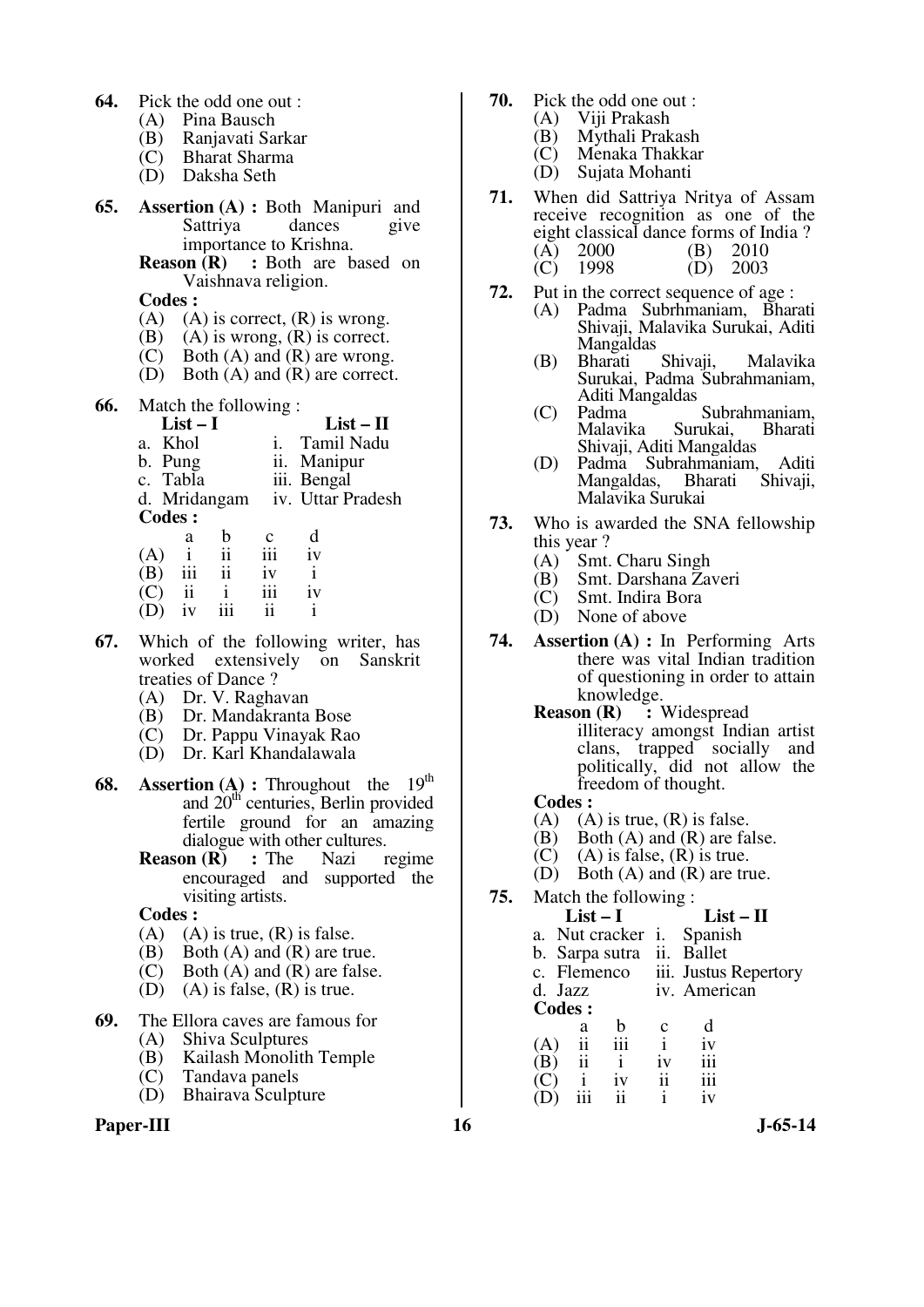64. Pick the odd one out :
   (A) Pina Bausch
   (B) Ranjavati Sarkar
   (C) Bharat Sharma
   (D) Daksha Seth

65. **Assertion (A) :** Both Manipuri and Sattriya dances give importance to Krishna.
   **Reason (R) :** Both are based on Vaishnava religion.
   **Codes :**
   (A) (A) is correct, (R) is wrong.
   (B) (A) is wrong, (R) is correct.
   (C) Both (A) and (R) are wrong.
   (D) Both (A) and (R) are correct.

66. Match the following :

| List – I | List – II |
|---|---|
| a. Khol | i. Tamil Nadu |
| b. Pung | ii. Manipur |
| c. Tabla | iii. Bengal |
| d. Mridangam | iv. Uttar Pradesh |

**Codes :**

| | a | b | c | d |
|---|---|---|---|---|
| (A) | i | ii | iii | iv |
| (B) | iii | ii | iv | i |
| (C) | ii | i | iii | iv |
| (D) | iv | iii | ii | i |

67. Which of the following writer, has worked extensively on Sanskrit treaties of Dance ?
   (A) Dr. V. Raghavan
   (B) Dr. Mandakranta Bose
   (C) Dr. Pappu Vinayak Rao
   (D) Dr. Karl Khandalawala

68. **Assertion (A) :** Throughout the 19th and 20th centuries, Berlin provided fertile ground for an amazing dialogue with other cultures.
   **Reason (R) :** The Nazi regime encouraged and supported the visiting artists.
   **Codes :**
   (A) (A) is true, (R) is false.
   (B) Both (A) and (R) are true.
   (C) Both (A) and (R) are false.
   (D) (A) is false, (R) is true.

69. The Ellora caves are famous for
   (A) Shiva Sculptures
   (B) Kailash Monolith Temple
   (C) Tandava panels
   (D) Bhairava Sculpture

70. Pick the odd one out :
   (A) Viji Prakash
   (B) Mythali Prakash
   (C) Menaka Thakkar
   (D) Sujata Mohanti

71. When did Sattriya Nritya of Assam receive recognition as one of the eight classical dance forms of India ?
   (A) 2000 (B) 2010
   (C) 1998 (D) 2003

72. Put in the correct sequence of age :
   (A) Padma Subrhmaniam, Bharati Shivaji, Malavika Surukai, Aditi Mangaldas
   (B) Bharati Shivaji, Malavika Surukai, Padma Subrahmaniam, Aditi Mangaldas
   (C) Padma Subrahmaniam, Malavika Surukai, Bharati Shivaji, Aditi Mangaldas
   (D) Padma Subrahmaniam, Aditi Mangaldas, Bharati Shivaji, Malavika Surukai

73. Who is awarded the SNA fellowship this year ?
   (A) Smt. Charu Singh
   (B) Smt. Darshana Zaveri
   (C) Smt. Indira Bora
   (D) None of above

74. **Assertion (A) :** In Performing Arts there was vital Indian tradition of questioning in order to attain knowledge.
   **Reason (R) :** Widespread illiteracy amongst Indian artist clans, trapped socially and politically, did not allow the freedom of thought.
   **Codes :**
   (A) (A) is true, (R) is false.
   (B) Both (A) and (R) are false.
   (C) (A) is false, (R) is true.
   (D) Both (A) and (R) are true.

75. Match the following :

| List – I | List – II |
|---|---|
| a. Nut cracker | i. Spanish |
| b. Sarpa sutra | ii. Ballet |
| c. Flemenco | iii. Justus Repertory |
| d. Jazz | iv. American |

**Codes :**

| | a | b | c | d |
|---|---|---|---|---|
| (A) | ii | iii | i | iv |
| (B) | ii | i | iv | iii |
| (C) | i | iv | ii | iii |
| (D) | iii | ii | i | iv |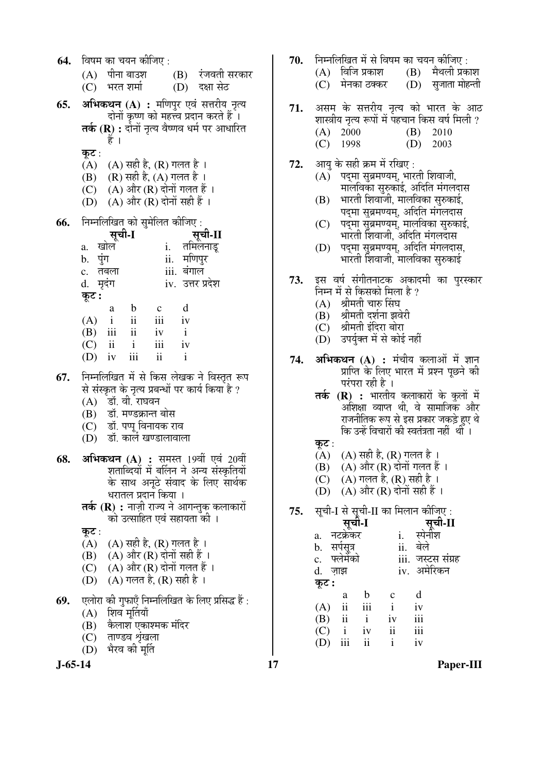**64.** विषम का चयन कीजिए :

(A) पीना बाउश (B) रंजवती सरकार

(C) भरत शर्मा (D) दक्षा सेठ

**65.** **अभिकथन (A) :** मणिपुर एवं सत्तरीय नृत्य दोनों कृष्ण को महत्त्व प्रदान करते हैं ।

**तर्क (R) :** दोनों नृत्य वैष्णव धर्म पर आधारित हैं ।

**कूट :**

(A) (A) सही है, (R) गलत है ।

(B) (R) सही है, (A) गलत है ।

(C) (A) और (R) दोनों गलत हैं ।

(D) (A) और (R) दोनों सही हैं ।

**66.** निम्नलिखित को सुमेलित कीजिए :

| सूची-I | सूची-II |
|---|---|
| a. खोल | i. तमिलनाडू |
| b. पुंग | ii. मणिपुर |
| c. तबला | iii. बंगाल |
| d. मृदंग | iv. उत्तर प्रदेश |

**कूट :**

| | a | b | c | d |
|---|---|---|---|---|
| (A) | i | ii | iii | iv |
| (B) | iii | ii | iv | i |
| (C) | ii | i | iii | iv |
| (D) | iv | iii | ii | i |

**67.** निम्नलिखित में से किस लेखक ने विस्तृत रूप से संस्कृत के नृत्य प्रबन्धों पर कार्य किया है ?

(A) डॉ. वी. राघवन

(B) डॉ. मण्डक्रान्त बोस

(C) डॉ. पप्पू विनायक राव

(D) डॉ. कार्ल खण्डालावाला

**68.** **अभिकथन (A) :** समस्त 19वीं एवं 20वीं शताब्दियों में बर्लिन ने अन्य संस्कृतियों के साथ अनूठे संवाद के लिए सार्थक धरातल प्रदान किया ।

**तर्क (R) :** नाज़ी राज्य ने आगन्तुक कलाकारों को उत्साहित एवं सहायता की ।

**कूट :**

(A) (A) सही है, (R) गलत है ।

(B) (A) और (R) दोनों सही हैं ।

(C) (A) और (R) दोनों गलत हैं ।

(D) (A) गलत है, (R) सही है ।

**69.** एलोरा की गुफाएँ निम्नलिखित के लिए प्रसिद्ध हैं :

(A) शिव मूर्तियाँ

(B) कैलाश एकाश्मक मंदिर

(C) ताण्डव शृंखला

(D) भैरव की मूर्ति

**70.** निम्नलिखित में से विषम का चयन कीजिए :

(A) विजि प्रकाश (B) मैथली प्रकाश

(C) मेनका ठक्कर (D) सुजाता मोहन्ती

**71.** असम के सत्तरीय नृत्य को भारत के आठ शास्त्रीय नृत्य रूपों में पहचान किस वर्ष मिली ?

(A) 2000 (B) 2010

(C) 1998 (D) 2003

**72.** आयु के सही क्रम में रखिए :

(A) पद्मा सुब्रमण्यम्, भारती शिवाजी, मालविका सुरुकाई, अदिति मंगलदास

(B) भारती शिवाजी, मालविका सुरुकाई, पद्मा सुब्रमण्यम्, अदिति मंगलदास

(C) पद्मा सुब्रमण्यम्, मालविका सुरुकाई, भारती शिवाजी, अदिति मंगलदास

(D) पद्मा सुब्रमण्यम्, अदिति मंगलदास, भारती शिवाजी, मालविका सुरुकाई

**73.** इस वर्ष संगीतनाटक अकादमी का पुरस्कार निम्न में से किसको मिला है ?

(A) श्रीमती चारु सिंघ

(B) श्रीमती दर्शना झवेरी

(C) श्रीमती इंदिरा बोरा

(D) उपर्युक्त में से कोई नहीं

**74.** **अभिकथन (A) :** मंचीय कलाओं में ज्ञान प्राप्ति के लिए भारत में प्रश्न पूछने की परंपरा रही है ।

**तर्क (R) :** भारतीय कलाकारों के कुलों में अशिक्षा व्याप्त थी, वे सामाजिक और राजनीतिक रूप से इस प्रकार जकड़े हुए थे कि उन्हें विचारों की स्वतंत्रता नहीं थी ।

**कूट :**

(A) (A) सही है, (R) गलत है ।

(B) (A) और (R) दोनों गलत हैं ।

(C) (A) गलत है, (R) सही है ।

(D) (A) और (R) दोनों सही हैं ।

**75.** सूची-I से सूची-II का मिलान कीजिए :

| सूची-I | सूची-II |
|---|---|
| a. नटक्रेकर | i. स्पेनीश |
| b. सर्पसूत्र | ii. बेले |
| c. फ्लेमेंको | iii. जस्टस संग्रह |
| d. ज़ाझ | iv. अमेरिकन |

**कूट :**

| | a | b | c | d |
|---|---|---|---|---|
| (A) | ii | iii | i | iv |
| (B) | ii | i | iv | iii |
| (C) | i | iv | ii | iii |
| (D) | iii | ii | i | iv |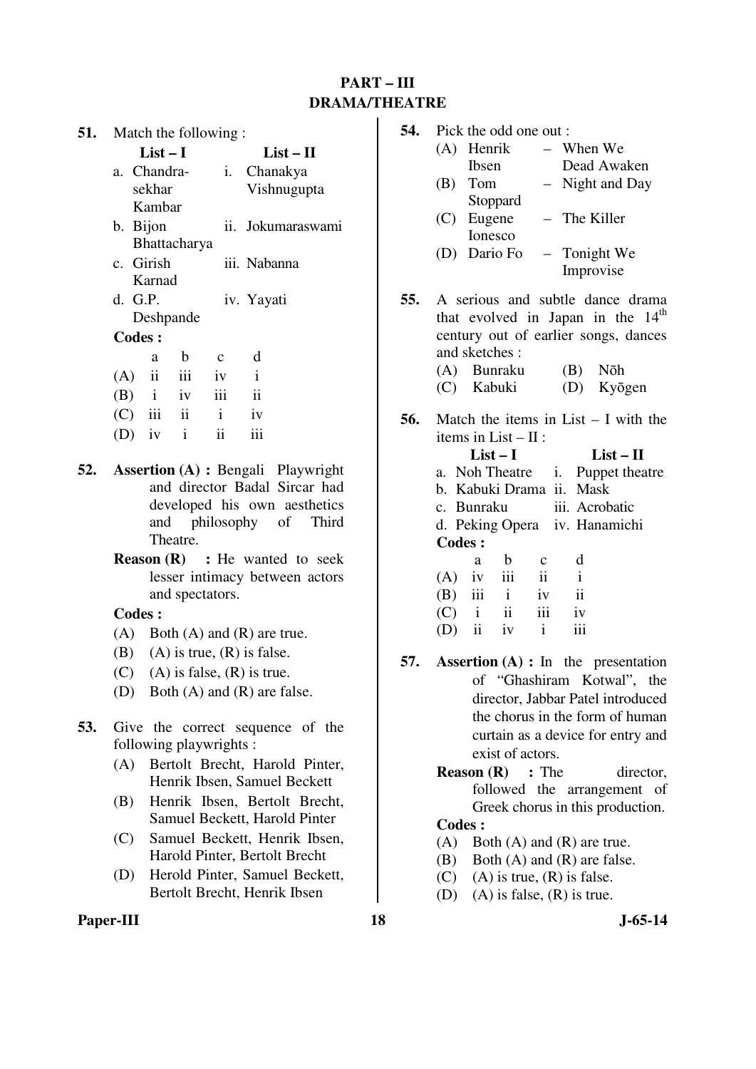## PART – III
## DRAMA/THEATRE

**51.** Match the following :

| List – I | List – II |
|---|---|
| a. Chandrasekhar Kambar | i. Chanakya Vishnugupta |
| b. Bijon Bhattacharya | ii. Jokumaraswami |
| c. Girish Karnad | iii. Nabanna |
| d. G.P. Deshpande | iv. Yayati |

**Codes :**

| | a | b | c | d |
|---|---|---|---|---|
| (A) | ii | iii | iv | i |
| (B) | i | iv | iii | ii |
| (C) | iii | ii | i | iv |
| (D) | iv | i | ii | iii |

**52.** **Assertion (A) :** Bengali Playwright and director Badal Sircar had developed his own aesthetics and philosophy of Third Theatre.

**Reason (R) :** He wanted to seek lesser intimacy between actors and spectators.

**Codes :**

(A) Both (A) and (R) are true.
(B) (A) is true, (R) is false.
(C) (A) is false, (R) is true.
(D) Both (A) and (R) are false.

**53.** Give the correct sequence of the following playwrights :

(A) Bertolt Brecht, Harold Pinter, Henrik Ibsen, Samuel Beckett
(B) Henrik Ibsen, Bertolt Brecht, Samuel Beckett, Harold Pinter
(C) Samuel Beckett, Henrik Ibsen, Harold Pinter, Bertolt Brecht
(D) Herold Pinter, Samuel Beckett, Bertolt Brecht, Henrik Ibsen

**54.** Pick the odd one out :

(A) Henrik Ibsen – When We Dead Awaken
(B) Tom Stoppard – Night and Day
(C) Eugene Ionesco – The Killer
(D) Dario Fo – Tonight We Improvise

**55.** A serious and subtle dance drama that evolved in Japan in the $14^{th}$ century out of earlier songs, dances and sketches :

(A) Bunraku
(B) Nōh
(C) Kabuki
(D) Kyōgen

**56.** Match the items in List – I with the items in List – II :

| List – I | List – II |
|---|---|
| a. Noh Theatre | i. Puppet theatre |
| b. Kabuki Drama | ii. Mask |
| c. Bunraku | iii. Acrobatic |
| d. Peking Opera | iv. Hanamichi |

**Codes :**

| | a | b | c | d |
|---|---|---|---|---|
| (A) | iv | iii | ii | i |
| (B) | iii | i | iv | ii |
| (C) | i | ii | iii | iv |
| (D) | ii | iv | i | iii |

**57.** **Assertion (A) :** In the presentation of "Ghashiram Kotwal", the director, Jabbar Patel introduced the chorus in the form of human curtain as a device for entry and exist of actors.

**Reason (R) :** The director, followed the arrangement of Greek chorus in this production.

**Codes :**

(A) Both (A) and (R) are true.
(B) Both (A) and (R) are false.
(C) (A) is true, (R) is false.
(D) (A) is false, (R) is true.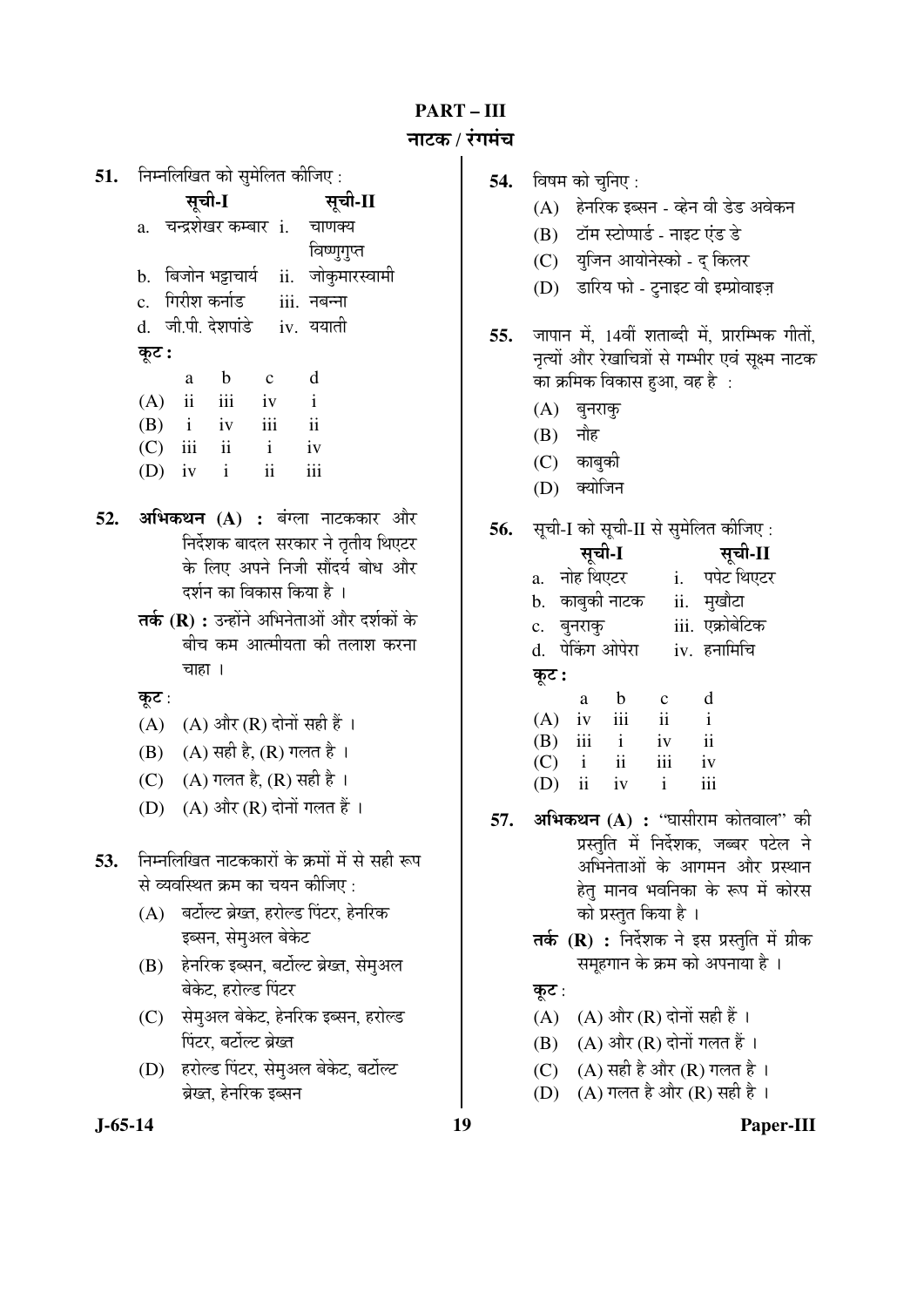# PART – III
## नाटक / रंगमंच

**51.** निम्नलिखित को सुमेलित कीजिए :

| सूची-I | सूची-II |
|---|---|
| a. चन्द्रशेखर कम्बार | i. चाणक्य विष्णुगुप्त |
| b. बिजोन भट्टाचार्य | ii. जोकुमारस्वामी |
| c. गिरीश कर्नाड | iii. नबन्ना |
| d. जी.पी. देशपांडे | iv. ययाती |

**कूट :**

| | a | b | c | d |
|---|---|---|---|---|
| (A) | ii | iii | iv | i |
| (B) | i | iv | iii | ii |
| (C) | iii | ii | i | iv |
| (D) | iv | i | ii | iii |

**52.** **अभिकथन (A) :** बंग्ला नाटककार और निर्देशक बादल सरकार ने तृतीय थिएटर के लिए अपने निजी सौंदर्य बोध और दर्शन का विकास किया है ।

**तर्क (R) :** उन्होंने अभिनेताओं और दर्शकों के बीच कम आत्मीयता की तलाश करना चाहा ।

**कूट** :

(A) (A) और (R) दोनों सही हैं ।

(B) (A) सही है, (R) गलत है ।

(C) (A) गलत है, (R) सही है ।

(D) (A) और (R) दोनों गलत हैं ।

**53.** निम्नलिखित नाटककारों के क्रमों में से सही रूप से व्यवस्थित क्रम का चयन कीजिए :

(A) बर्टोल्ट ब्रेख्त, हरोल्ड पिंटर, हेनरिक इब्सन, सेमुअल बेकेट

(B) हेनरिक इब्सन, बर्टोल्ट ब्रेख्त, सेमुअल बेकेट, हरोल्ड पिंटर

(C) सेमुअल बेकेट, हेनरिक इब्सन, हरोल्ड पिंटर, बर्टोल्ट ब्रेख्त

(D) हरोल्ड पिंटर, सेमुअल बेकेट, बर्टोल्ट ब्रेख्त, हेनरिक इब्सन

**54.** विषम को चुनिए :

(A) हेनरिक इब्सन - व्हेन वी डेड अवेकन

(B) टॉम स्टोप्पार्ड - नाइट एंड डे

(C) युजिन आयोनेस्को - द् किलर

(D) डारियु फो - टुनाइट वी इम्प्रोवाइज़

**55.** जापान में, 14वीं शताब्दी में, प्रारम्भिक गीतों, नृत्यों और रेखाचित्रों से गम्भीर एवं सूक्ष्म नाटक का क्रमिक विकास हुआ, वह है :

(A) बुनराकु

(B) नौह

(C) काबुकी

(D) क्योजिन

**56.** सूची-I को सूची-II से सुमेलित कीजिए :

| सूची-I | सूची-II |
|---|---|
| a. नोह थिएटर | i. पपेट थिएटर |
| b. काबुकी नाटक | ii. मुखौटा |
| c. बुनराकु | iii. एक्रोबेटिक |
| d. पेकिंग ओपेरा | iv. हनामिचि |

**कूट :**

| | a | b | c | d |
|---|---|---|---|---|
| (A) | iv | iii | ii | i |
| (B) | iii | i | iv | ii |
| (C) | i | ii | iii | iv |
| (D) | ii | iv | i | iii |

**57.** **अभिकथन (A) :** "घासीराम कोतवाल" की प्रस्तुति में निर्देशक, जब्बर पटेल ने अभिनेताओं के आगमन और प्रस्थान हेतु मानव भवनिका के रूप में कोरस को प्रस्तुत किया है ।

**तर्क (R) :** निर्देशक ने इस प्रस्तुति में ग्रीक समूहगान के क्रम को अपनाया है ।

**कूट** :

(A) (A) और (R) दोनों सही हैं ।

(B) (A) और (R) दोनों गलत हैं ।

(C) (A) सही है और (R) गलत है ।

(D) (A) गलत है और (R) सही है ।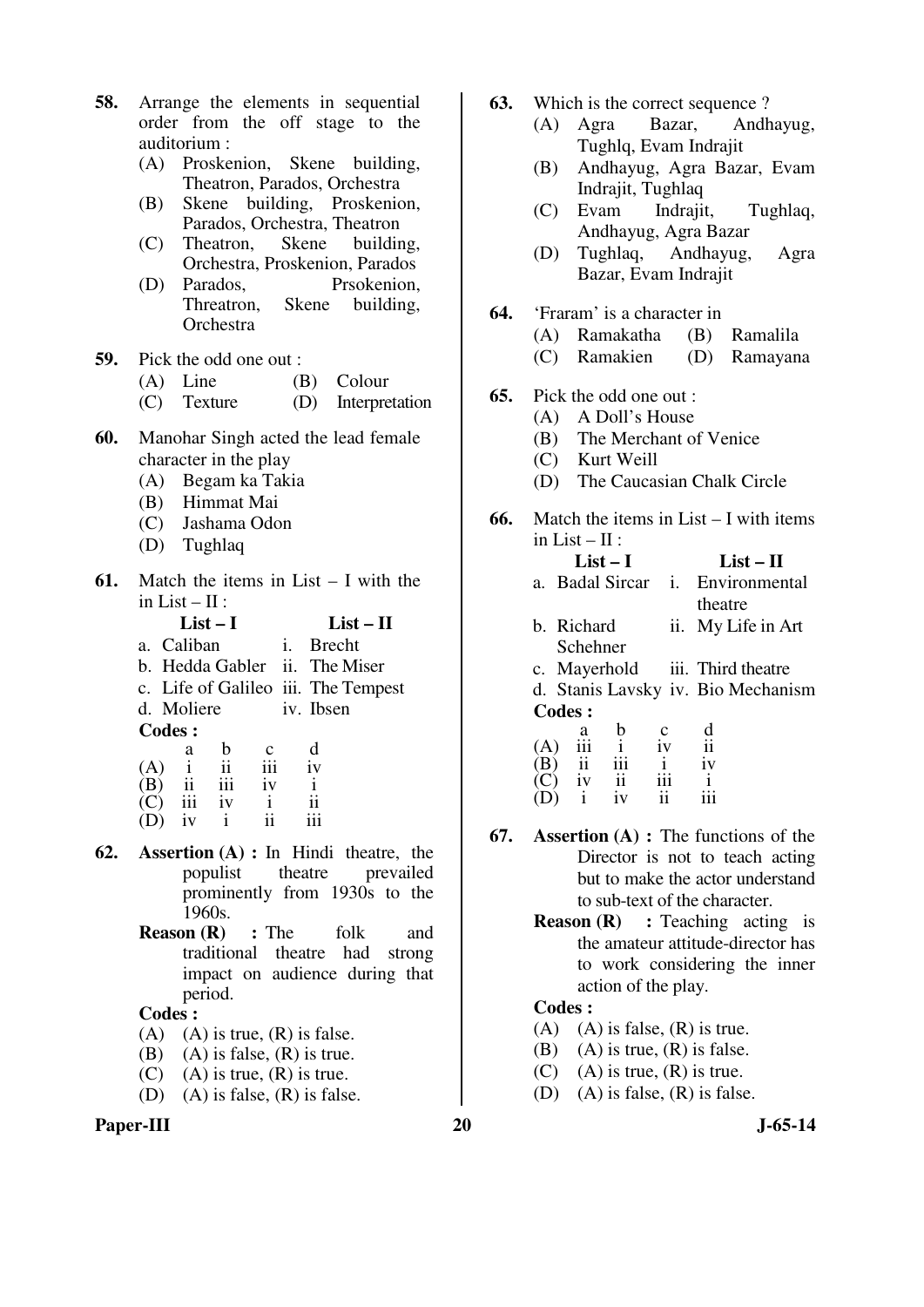58. Arrange the elements in sequential order from the off stage to the auditorium :

(A) Proskenion, Skene building, Theatron, Parados, Orchestra
(B) Skene building, Proskenion, Parados, Orchestra, Theatron
(C) Theatron, Skene building, Orchestra, Proskenion, Parados
(D) Parados, Prsokenion, Threatron, Skene building, Orchestra

59. Pick the odd one out :

(A) Line (B) Colour
(C) Texture (D) Interpretation

60. Manohar Singh acted the lead female character in the play

(A) Begam ka Takia
(B) Himmat Mai
(C) Jashama Odon
(D) Tughlaq

61. Match the items in List – I with the in List – II :

| List – I | List – II |
|---|---|
| a. Caliban | i. Brecht |
| b. Hedda Gabler | ii. The Miser |
| c. Life of Galileo | iii. The Tempest |
| d. Moliere | iv. Ibsen |

**Codes :**

| | a | b | c | d |
|---|---|---|---|---|
| (A) | i | ii | iii | iv |
| (B) | ii | iii | iv | i |
| (C) | iii | iv | i | ii |
| (D) | iv | i | ii | iii |

62. **Assertion (A) :** In Hindi theatre, the populist theatre prevailed prominently from 1930s to the 1960s.

**Reason (R) :** The folk and traditional theatre had strong impact on audience during that period.

**Codes :**

(A) (A) is true, (R) is false.
(B) (A) is false, (R) is true.
(C) (A) is true, (R) is true.
(D) (A) is false, (R) is false.

63. Which is the correct sequence ?

(A) Agra Bazar, Andhayug, Tughlq, Evam Indrajit
(B) Andhayug, Agra Bazar, Evam Indrajit, Tughlaq
(C) Evam Indrajit, Tughlaq, Andhayug, Agra Bazar
(D) Tughlaq, Andhayug, Agra Bazar, Evam Indrajit

64. 'Fraram' is a character in

(A) Ramakatha (B) Ramalila
(C) Ramakien (D) Ramayana

65. Pick the odd one out :

(A) A Doll's House
(B) The Merchant of Venice
(C) Kurt Weill
(D) The Caucasian Chalk Circle

66. Match the items in List – I with items in List – II :

| List – I | List – II |
|---|---|
| a. Badal Sircar | i. Environmental theatre |
| b. Richard Schehner | ii. My Life in Art |
| c. Mayerhold | iii. Third theatre |
| d. Stanis Lavsky | iv. Bio Mechanism |

**Codes :**

| | a | b | c | d |
|---|---|---|---|---|
| (A) | iii | i | iv | ii |
| (B) | ii | iii | i | iv |
| (C) | iv | ii | iii | i |
| (D) | i | iv | ii | iii |

67. **Assertion (A) :** The functions of the Director is not to teach acting but to make the actor understand to sub-text of the character.

**Reason (R) :** Teaching acting is the amateur attitude-director has to work considering the inner action of the play.

**Codes :**

(A) (A) is false, (R) is true.
(B) (A) is true, (R) is false.
(C) (A) is true, (R) is true.
(D) (A) is false, (R) is false.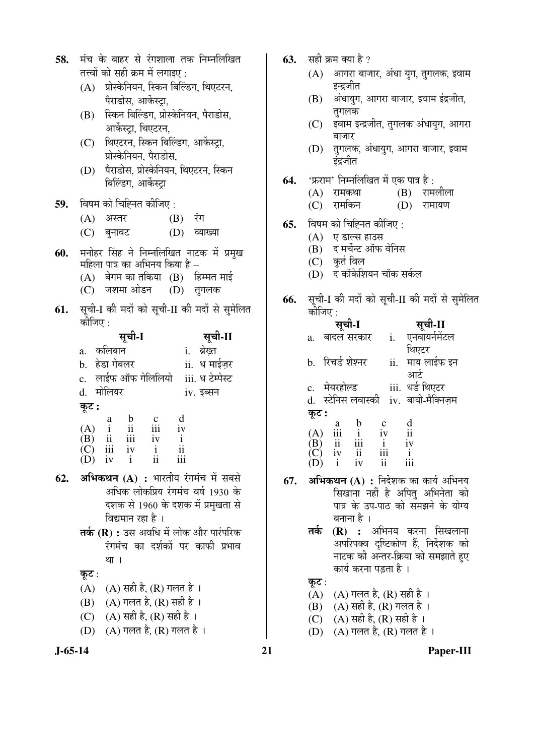58. मंच के बाहर से रंगशाला तक निम्नलिखित तत्त्वों को सही क्रम में लगाइए :

(A) प्रोस्केनियन, स्किन बिल्डिंग, थिएटरन, पैराडोस, आर्केस्ट्रा,

(B) स्किन बिल्डिंग, प्रोस्केनियन, पैराडोस, आर्केस्ट्रा, थिएटरन,

(C) थिएटरन, स्किन बिल्डिंग, आर्केस्ट्रा, प्रोस्केनियन, पैराडोस,

(D) पैराडोस, प्रोस्केनियन, थिएटरन, स्किन बिल्डिंग, आर्केस्ट्रा

59. विषम को चिह्नित कीजिए :

(A) अस्तर (B) रंग

(C) बुनावट (D) व्याख्या

60. मनोहर सिंह ने निम्नलिखित नाटक में प्रमुख महिला पात्र का अभिनय किया है –

(A) बेगम का तकिया (B) हिम्मत माई

(C) जशमा ओडन (D) तुगलक

61. सूची-I की मदों को सूची-II की मदों से सुमेलित कीजिए :

| सूची-I | सूची-II |
|---|---|
| a. कलिबान | i. ब्रेख़्त |
| b. हेडा गेबलर | ii. ध माईज़र |
| c. लाईफ ऑफ गेलिलियो | iii. ध टेम्पेस्ट |
| d. मोलियर | iv. इब्सन |

**कूट :**

| | a | b | c | d |
|---|---|---|---|---|
| (A) | i | ii | iii | iv |
| (B) | ii | iii | iv | i |
| (C) | iii | iv | i | ii |
| (D) | iv | i | ii | iii |

62. **अभिकथन (A) :** भारतीय रंगमंच में सबसे अधिक लोकप्रिय रंगमंच वर्ष 1930 के दशक से 1960 के दशक में प्रमुखता से विद्यमान रहा है ।

**तर्क (R) :** उस अवधि में लोक और पारंपरिक रंगमंच का दर्शकों पर काफी प्रभाव था ।

**कूट** :

(A) (A) सही है, (R) गलत है ।

(B) (A) गलत है, (R) सही है ।

(C) (A) सही है, (R) सही है ।

(D) (A) गलत है, (R) गलत है ।

63. सही क्रम क्या है ?

(A) आगरा बाजार, अंधा युग, तुगलक, इवाम इन्द्रजीत

(B) अंधायुग, आगरा बाजार, इवाम इंद्रजीत, तुगलक

(C) इवाम इन्द्रजीत, तुगलक अंधायुग, आगरा बाजार

(D) तुगलक, अंधायुग, आगरा बाजार, इवाम इंद्रजीत

64. 'फ्राम' निम्नलिखित में एक पात्र है :

(A) रामकथा (B) रामलीला

(C) रामकिन (D) रामायण

65. विषम को चिह्नित कीजिए :

(A) ए डाल्स हाउस

(B) द मर्चेन्ट ऑफ वेनिस

(C) कुर्त विल

(D) द कॉकेशियन चॉक सर्कल

66. सूची-I की मदों को सूची-II की मदों से सुमेलित कीजिए :

| सूची-I | सूची-II |
|---|---|
| a. बादल सरकार | i. एनवायर्नमेंटल थिएटर |
| b. रिचर्ड शेश्नर | ii. माय लाईफ इन आर्ट |
| c. मेयरहोल्ड | iii. थर्ड थिएटर |
| d. स्टेनिस लवास्की | iv. बायो-मैक्निज़म |

**कूट :**

| | a | b | c | d |
|---|---|---|---|---|
| (A) | iii | i | iv | ii |
| (B) | ii | iii | i | iv |
| (C) | iv | ii | iii | i |
| (D) | i | iv | ii | iii |

67. **अभिकथन (A) :** निर्देशक का कार्य अभिनय सिखाना नहीं है अपितु अभिनेता को पात्र के उप-पाठ को समझने के योग्य बनाना है ।

**तर्क (R) :** अभिनय करना सिखलाना अपरिपक्व दृष्टिकोण हैं, निर्देशक को नाटक की अन्तर-क्रिया को समझाते हुए कार्य करना पड़ता है ।

**कूट** :

(A) (A) गलत है, (R) सही है ।

(B) (A) सही है, (R) गलत है ।

(C) (A) सही है, (R) सही है ।

(D) (A) गलत है, (R) गलत है ।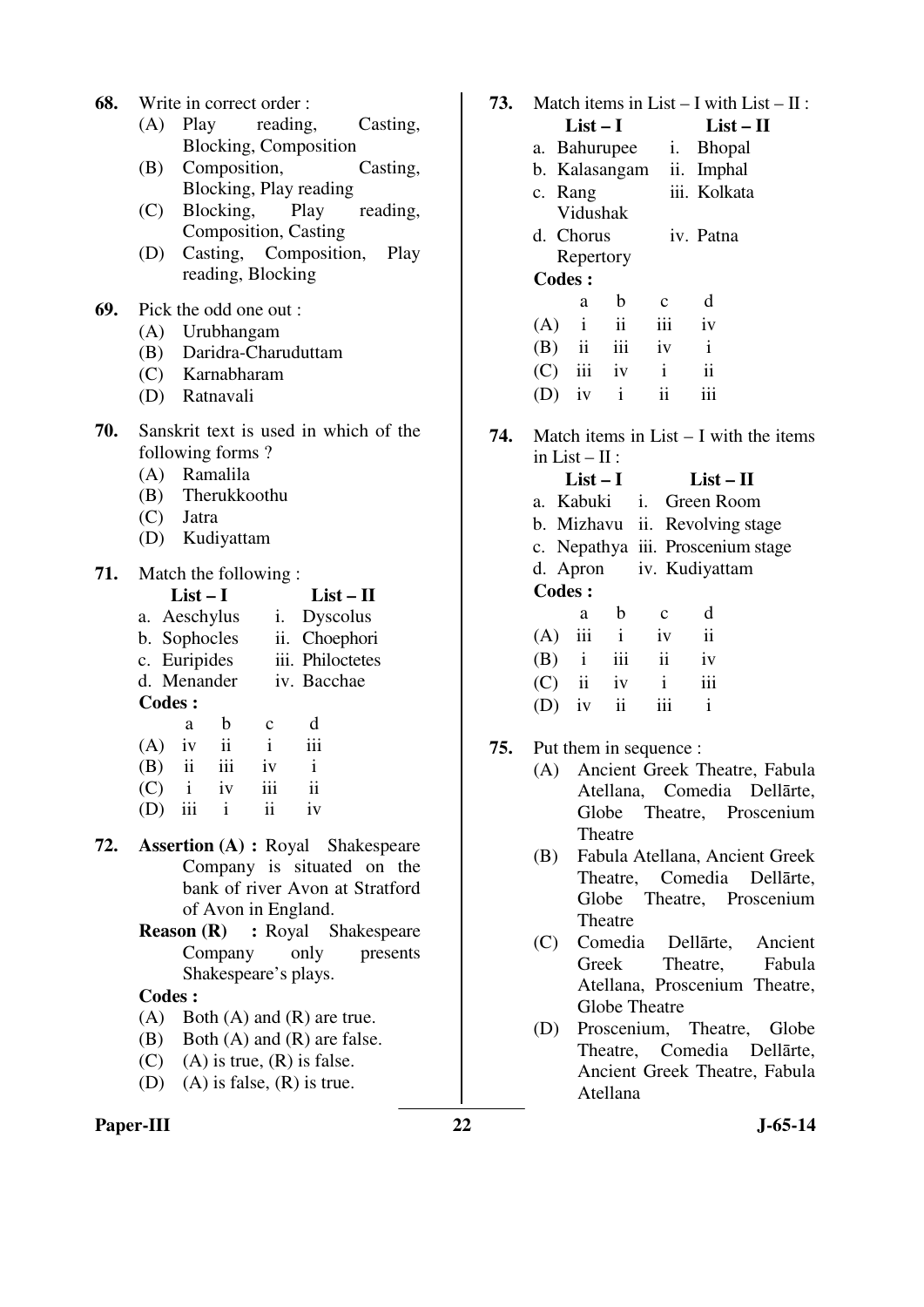**68.** Write in correct order :

(A) Play reading, Casting, Blocking, Composition

(B) Composition, Casting, Blocking, Play reading

(C) Blocking, Play reading, Composition, Casting

(D) Casting, Composition, Play reading, Blocking

**69.** Pick the odd one out :

(A) Urubhangam

(B) Daridra-Charuduttam

(C) Karnabharam

(D) Ratnavali

**70.** Sanskrit text is used in which of the following forms ?

(A) Ramalila

(B) Therukkoothu

(C) Jatra

(D) Kudiyattam

**71.** Match the following :

| List – I | List – II |
|---|---|
| a. Aeschylus | i. Dyscolus |
| b. Sophocles | ii. Choephori |
| c. Euripides | iii. Philoctetes |
| d. Menander | iv. Bacchae |

**Codes :**

| | a | b | c | d |
|---|---|---|---|---|
| (A) | iv | ii | i | iii |
| (B) | ii | iii | iv | i |
| (C) | i | iv | iii | ii |
| (D) | iii | i | ii | iv |

**72.** **Assertion (A) :** Royal Shakespeare Company is situated on the bank of river Avon at Stratford of Avon in England.

**Reason (R) :** Royal Shakespeare Company only presents Shakespeare's plays.

**Codes :**

(A) Both (A) and (R) are true.

(B) Both (A) and (R) are false.

(C) (A) is true, (R) is false.

(D) (A) is false, (R) is true.

**73.** Match items in List – I with List – II :

| List – I | List – II |
|---|---|
| a. Bahurupee | i. Bhopal |
| b. Kalasangam | ii. Imphal |
| c. Rang Vidushak | iii. Kolkata |
| d. Chorus Repertory | iv. Patna |

**Codes :**

| | a | b | c | d |
|---|---|---|---|---|
| (A) | i | ii | iii | iv |
| (B) | ii | iii | iv | i |
| (C) | iii | iv | i | ii |
| (D) | iv | i | ii | iii |

**74.** Match items in List – I with the items in List – II :

| List – I | List – II |
|---|---|
| a. Kabuki | i. Green Room |
| b. Mizhavu | ii. Revolving stage |
| c. Nepathya | iii. Proscenium stage |
| d. Apron | iv. Kudiyattam |

**Codes :**

| | a | b | c | d |
|---|---|---|---|---|
| (A) | iii | i | iv | ii |
| (B) | i | iii | ii | iv |
| (C) | ii | iv | i | iii |
| (D) | iv | ii | iii | i |

**75.** Put them in sequence :

(A) Ancient Greek Theatre, Fabula Atellana, Comedia Dellārte, Globe Theatre, Proscenium Theatre

(B) Fabula Atellana, Ancient Greek Theatre, Comedia Dellārte, Globe Theatre, Proscenium Theatre

(C) Comedia Dellārte, Ancient Greek Theatre, Fabula Atellana, Proscenium Theatre, Globe Theatre

(D) Proscenium, Theatre, Globe Theatre, Comedia Dellārte, Ancient Greek Theatre, Fabula Atellana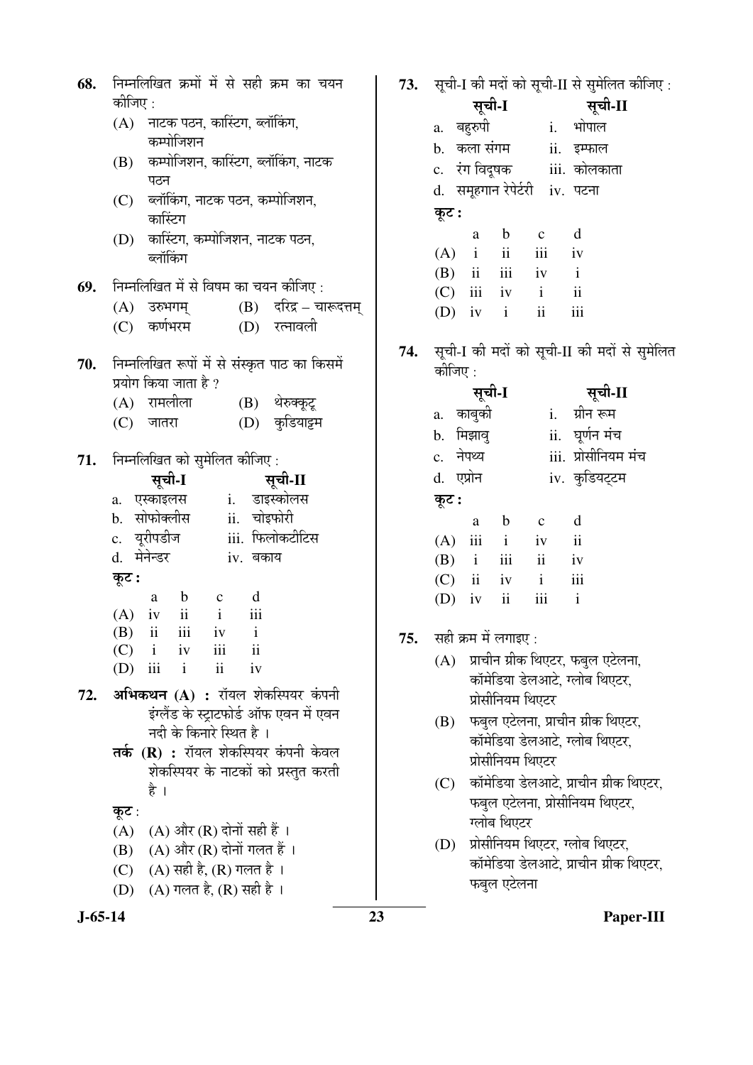68. निम्नलिखित क्रमों में से सही क्रम का चयन कीजिए :

(A) नाटक पठन, कास्टिंग, ब्लॉकिंग, कम्पोजिशन

(B) कम्पोजिशन, कास्टिंग, ब्लॉकिंग, नाटक पठन

(C) ब्लॉकिंग, नाटक पठन, कम्पोजिशन, कास्टिंग

(D) कास्टिंग, कम्पोजिशन, नाटक पठन, ब्लॉकिंग

69. निम्नलिखित में से विषम का चयन कीजिए :

(A) उरुभगम्  (B) दरिद्र – चारूदत्तम्

(C) कर्णभरम  (D) रत्नावली

70. निम्नलिखित रूपों में से संस्कृत पाठ का किसमें प्रयोग किया जाता है ?

(A) रामलीला  (B) थेरुक्कूटू

(C) जातरा  (D) कुडियाट्टम

71. निम्नलिखित को सुमेलित कीजिए :

| सूची-I | सूची-II |
|---|---|
| a. एस्काइलस | i. डाइस्कोलस |
| b. सोफोक्लीस | ii. चोइफोरी |
| c. यूरीपडीज | iii. फिलोकटीटिस |
| d. मेनेन्डर | iv. बकाय |

कूट :

| | a | b | c | d |
|---|---|---|---|---|
| (A) | iv | ii | i | iii |
| (B) | ii | iii | iv | i |
| (C) | i | iv | iii | ii |
| (D) | iii | i | ii | iv |

72. **अभिकथन (A) :** रॉयल शेकस्पियर कंपनी इंग्लैंड के स्ट्राटफोर्ड ऑफ एवन में एवन नदी के किनारे स्थित है ।

**तर्क (R) :** रॉयल शेकस्पियर कंपनी केवल शेकस्पियर के नाटकों को प्रस्तुत करती है ।

कूट :

(A) (A) और (R) दोनों सही हैं ।

(B) (A) और (R) दोनों गलत हैं ।

(C) (A) सही है, (R) गलत है ।

(D) (A) गलत है, (R) सही है ।

73. सूची-I की मदों को सूची-II से सुमेलित कीजिए :

| सूची-I | सूची-II |
|---|---|
| a. बहुरुपी | i. भोपाल |
| b. कला संगम | ii. इम्फाल |
| c. रंग विदूषक | iii. कोलकाता |
| d. समूहगान रेपेर्टरी | iv. पटना |

कूट :

| | a | b | c | d |
|---|---|---|---|---|
| (A) | i | ii | iii | iv |
| (B) | ii | iii | iv | i |
| (C) | iii | iv | i | ii |
| (D) | iv | i | ii | iii |

74. सूची-I की मदों को सूची-II की मदों से सुमेलित कीजिए :

| सूची-I | सूची-II |
|---|---|
| a. काबुकी | i. ग्रीन रूम |
| b. मिझावु | ii. घूर्णन मंच |
| c. नेपथ्य | iii. प्रोसीनियम मंच |
| d. एप्रोन | iv. कुडियट्टम |

कूट :

| | a | b | c | d |
|---|---|---|---|---|
| (A) | iii | i | iv | ii |
| (B) | i | iii | ii | iv |
| (C) | ii | iv | i | iii |
| (D) | iv | ii | iii | i |

75. सही क्रम में लगाइए :

(A) प्राचीन ग्रीक थिएटर, फबुल एटेलना, कॉमेडिया डेलआटे, ग्लोब थिएटर, प्रोसीनियम थिएटर

(B) फबुल एटेलना, प्राचीन ग्रीक थिएटर, कॉमेडिया डेलआटे, ग्लोब थिएटर, प्रोसीनियम थिएटर

(C) कॉमेडिया डेलआटे, प्राचीन ग्रीक थिएटर, फबुल एटेलना, प्रोसीनियम थिएटर, ग्लोब थिएटर

(D) प्रोसीनियम थिएटर, ग्लोब थिएटर, कॉमेडिया डेलआटे, प्राचीन ग्रीक थिएटर, फबुल एटेलना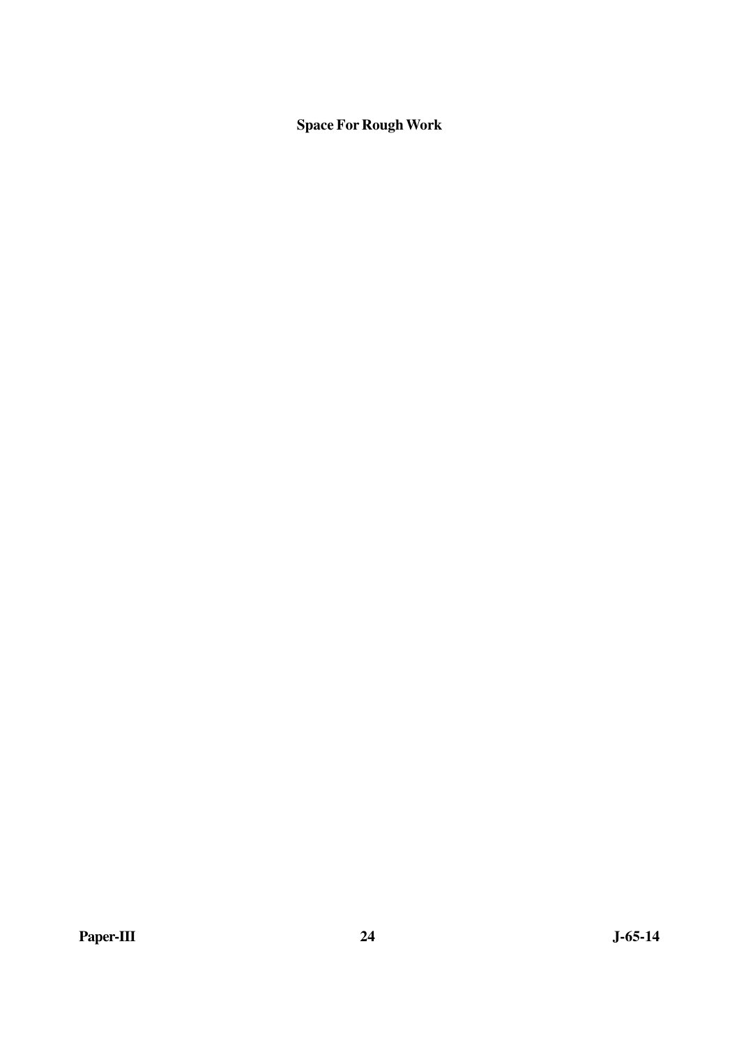**Space For Rough Work**